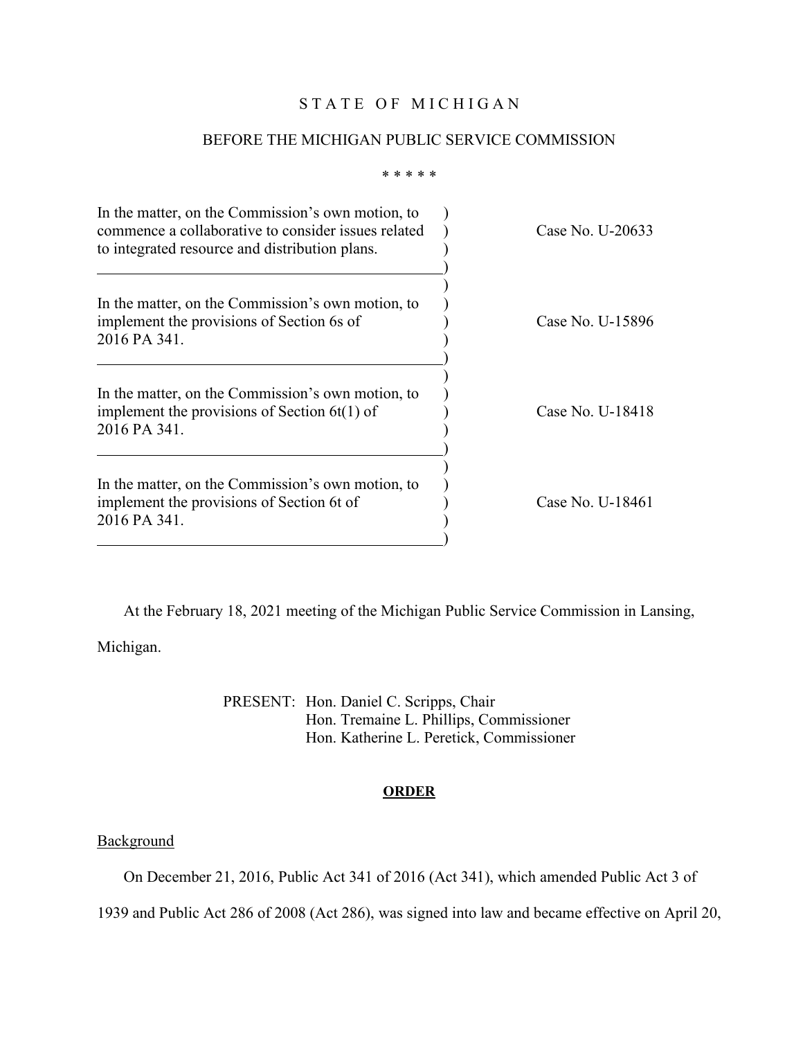STATE OF MICHIGAN

BEFORE THE MICHIGAN PUBLIC SERVICE COMMISSION

\* \* \* \* \*

| | |
|---|---|
| In the matter, on the Commission's own motion, to commence a collaborative to consider issues related to integrated resource and distribution plans. | Case No. U-20633 |
| In the matter, on the Commission's own motion, to implement the provisions of Section 6s of 2016 PA 341. | Case No. U-15896 |
| In the matter, on the Commission's own motion, to implement the provisions of Section 6t(1) of 2016 PA 341. | Case No. U-18418 |
| In the matter, on the Commission's own motion, to implement the provisions of Section 6t of 2016 PA 341. | Case No. U-18461 |

At the February 18, 2021 meeting of the Michigan Public Service Commission in Lansing, Michigan.

PRESENT: Hon. Daniel C. Scripps, Chair
Hon. Tremaine L. Phillips, Commissioner
Hon. Katherine L. Peretick, Commissioner

## ORDER

Background

On December 21, 2016, Public Act 341 of 2016 (Act 341), which amended Public Act 3 of 1939 and Public Act 286 of 2008 (Act 286), was signed into law and became effective on April 20,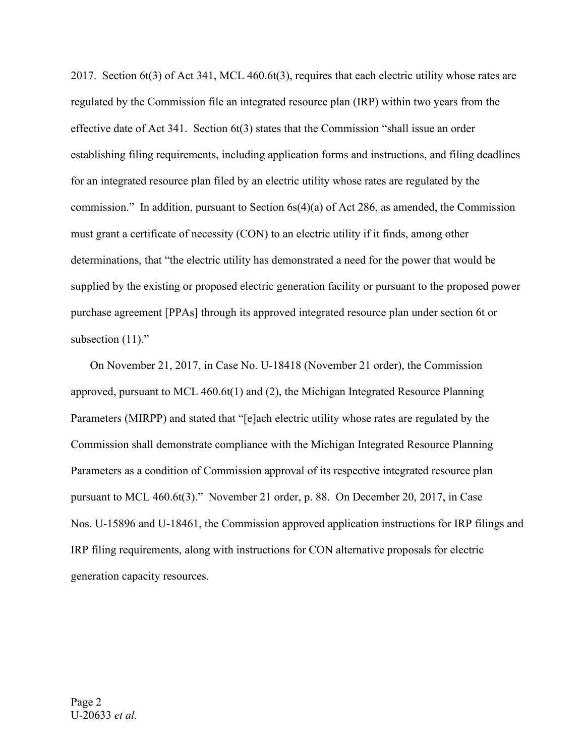2017. Section 6t(3) of Act 341, MCL 460.6t(3), requires that each electric utility whose rates are regulated by the Commission file an integrated resource plan (IRP) within two years from the effective date of Act 341. Section 6t(3) states that the Commission "shall issue an order establishing filing requirements, including application forms and instructions, and filing deadlines for an integrated resource plan filed by an electric utility whose rates are regulated by the commission." In addition, pursuant to Section 6s(4)(a) of Act 286, as amended, the Commission must grant a certificate of necessity (CON) to an electric utility if it finds, among other determinations, that "the electric utility has demonstrated a need for the power that would be supplied by the existing or proposed electric generation facility or pursuant to the proposed power purchase agreement [PPAs] through its approved integrated resource plan under section 6t or subsection (11)."

On November 21, 2017, in Case No. U-18418 (November 21 order), the Commission approved, pursuant to MCL 460.6t(1) and (2), the Michigan Integrated Resource Planning Parameters (MIRPP) and stated that "[e]ach electric utility whose rates are regulated by the Commission shall demonstrate compliance with the Michigan Integrated Resource Planning Parameters as a condition of Commission approval of its respective integrated resource plan pursuant to MCL 460.6t(3)." November 21 order, p. 88. On December 20, 2017, in Case Nos. U-15896 and U-18461, the Commission approved application instructions for IRP filings and IRP filing requirements, along with instructions for CON alternative proposals for electric generation capacity resources.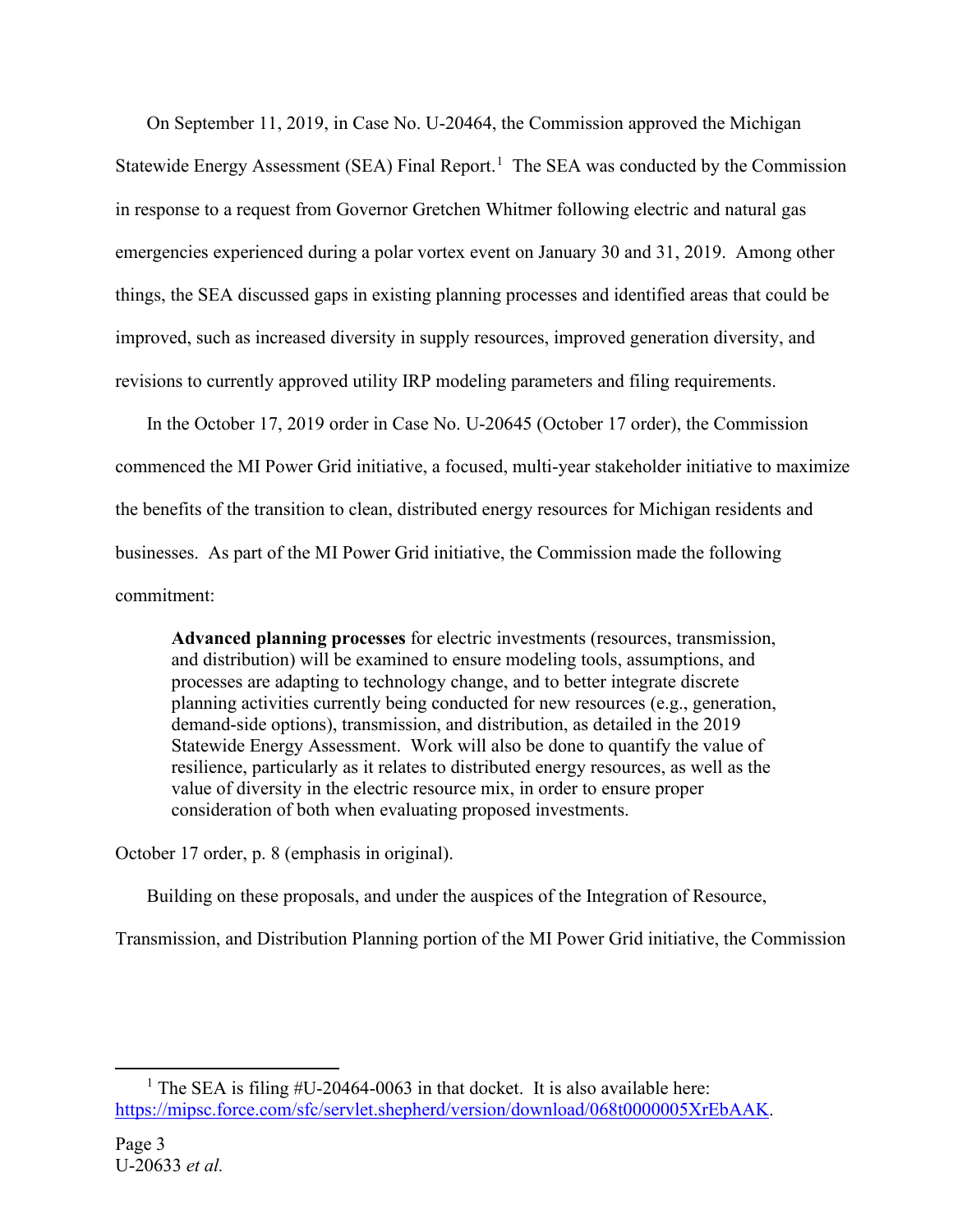On September 11, 2019, in Case No. U-20464, the Commission approved the Michigan Statewide Energy Assessment (SEA) Final Report.[1] The SEA was conducted by the Commission in response to a request from Governor Gretchen Whitmer following electric and natural gas emergencies experienced during a polar vortex event on January 30 and 31, 2019. Among other things, the SEA discussed gaps in existing planning processes and identified areas that could be improved, such as increased diversity in supply resources, improved generation diversity, and revisions to currently approved utility IRP modeling parameters and filing requirements.

In the October 17, 2019 order in Case No. U-20645 (October 17 order), the Commission commenced the MI Power Grid initiative, a focused, multi-year stakeholder initiative to maximize the benefits of the transition to clean, distributed energy resources for Michigan residents and businesses. As part of the MI Power Grid initiative, the Commission made the following commitment:

> **Advanced planning processes** for electric investments (resources, transmission, and distribution) will be examined to ensure modeling tools, assumptions, and processes are adapting to technology change, and to better integrate discrete planning activities currently being conducted for new resources (e.g., generation, demand-side options), transmission, and distribution, as detailed in the 2019 Statewide Energy Assessment. Work will also be done to quantify the value of resilience, particularly as it relates to distributed energy resources, as well as the value of diversity in the electric resource mix, in order to ensure proper consideration of both when evaluating proposed investments.

October 17 order, p. 8 (emphasis in original).

Building on these proposals, and under the auspices of the Integration of Resource, Transmission, and Distribution Planning portion of the MI Power Grid initiative, the Commission

---

[1] The SEA is filing #U-20464-0063 in that docket. It is also available here: https://mipsc.force.com/sfc/servlet.shepherd/version/download/068t0000005XrEbAAK.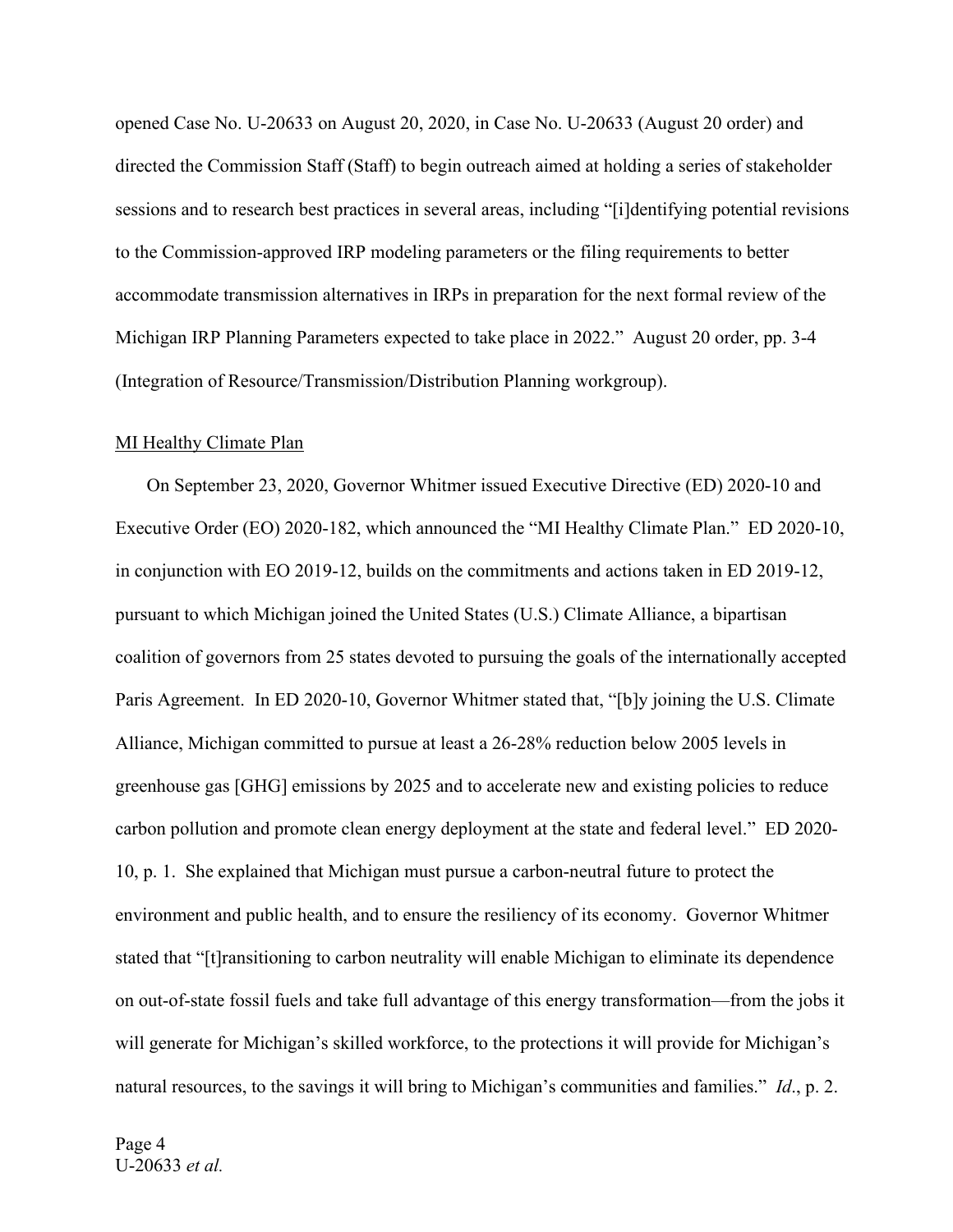opened Case No. U-20633 on August 20, 2020, in Case No. U-20633 (August 20 order) and directed the Commission Staff (Staff) to begin outreach aimed at holding a series of stakeholder sessions and to research best practices in several areas, including "[i]dentifying potential revisions to the Commission-approved IRP modeling parameters or the filing requirements to better accommodate transmission alternatives in IRPs in preparation for the next formal review of the Michigan IRP Planning Parameters expected to take place in 2022." August 20 order, pp. 3-4 (Integration of Resource/Transmission/Distribution Planning workgroup).

MI Healthy Climate Plan

On September 23, 2020, Governor Whitmer issued Executive Directive (ED) 2020-10 and Executive Order (EO) 2020-182, which announced the "MI Healthy Climate Plan." ED 2020-10, in conjunction with EO 2019-12, builds on the commitments and actions taken in ED 2019-12, pursuant to which Michigan joined the United States (U.S.) Climate Alliance, a bipartisan coalition of governors from 25 states devoted to pursuing the goals of the internationally accepted Paris Agreement. In ED 2020-10, Governor Whitmer stated that, "[b]y joining the U.S. Climate Alliance, Michigan committed to pursue at least a 26-28% reduction below 2005 levels in greenhouse gas [GHG] emissions by 2025 and to accelerate new and existing policies to reduce carbon pollution and promote clean energy deployment at the state and federal level." ED 2020-10, p. 1. She explained that Michigan must pursue a carbon-neutral future to protect the environment and public health, and to ensure the resiliency of its economy. Governor Whitmer stated that "[t]ransitioning to carbon neutrality will enable Michigan to eliminate its dependence on out-of-state fossil fuels and take full advantage of this energy transformation—from the jobs it will generate for Michigan's skilled workforce, to the protections it will provide for Michigan's natural resources, to the savings it will bring to Michigan's communities and families." *Id*., p. 2.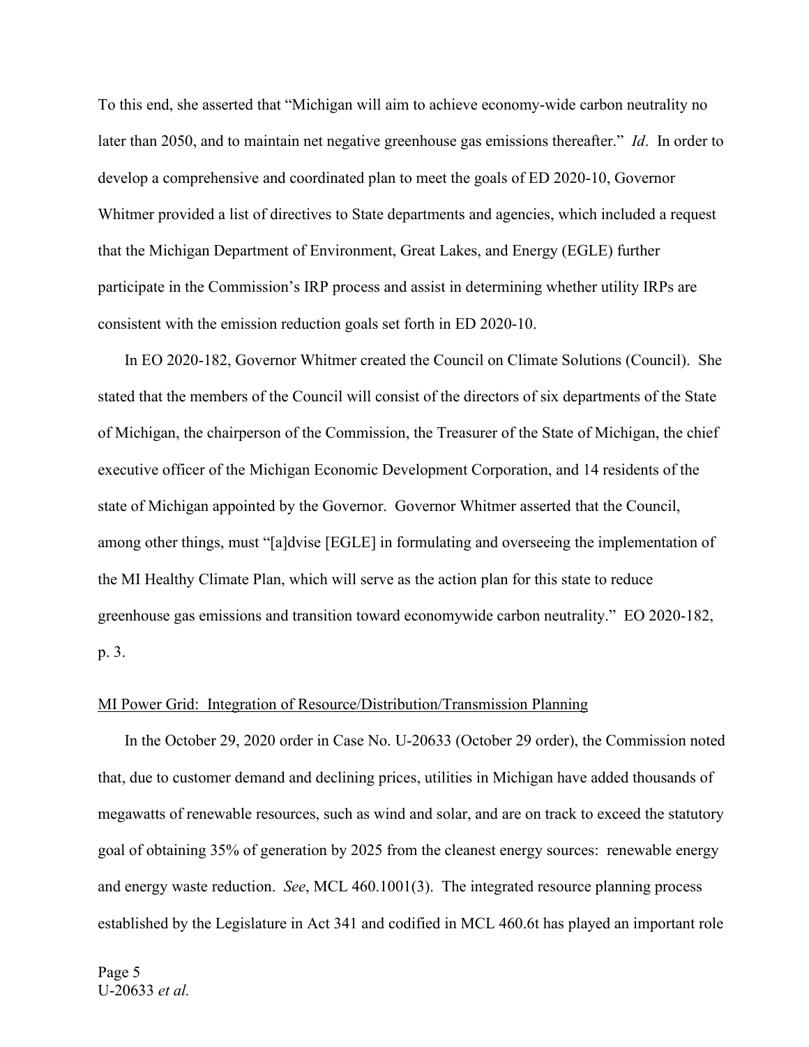To this end, she asserted that "Michigan will aim to achieve economy-wide carbon neutrality no later than 2050, and to maintain net negative greenhouse gas emissions thereafter." *Id*. In order to develop a comprehensive and coordinated plan to meet the goals of ED 2020-10, Governor Whitmer provided a list of directives to State departments and agencies, which included a request that the Michigan Department of Environment, Great Lakes, and Energy (EGLE) further participate in the Commission's IRP process and assist in determining whether utility IRPs are consistent with the emission reduction goals set forth in ED 2020-10.

In EO 2020-182, Governor Whitmer created the Council on Climate Solutions (Council). She stated that the members of the Council will consist of the directors of six departments of the State of Michigan, the chairperson of the Commission, the Treasurer of the State of Michigan, the chief executive officer of the Michigan Economic Development Corporation, and 14 residents of the state of Michigan appointed by the Governor. Governor Whitmer asserted that the Council, among other things, must "[a]dvise [EGLE] in formulating and overseeing the implementation of the MI Healthy Climate Plan, which will serve as the action plan for this state to reduce greenhouse gas emissions and transition toward economywide carbon neutrality." EO 2020-182, p. 3.

<u>MI Power Grid: Integration of Resource/Distribution/Transmission Planning</u>

In the October 29, 2020 order in Case No. U-20633 (October 29 order), the Commission noted that, due to customer demand and declining prices, utilities in Michigan have added thousands of megawatts of renewable resources, such as wind and solar, and are on track to exceed the statutory goal of obtaining 35% of generation by 2025 from the cleanest energy sources: renewable energy and energy waste reduction. *See*, MCL 460.1001(3). The integrated resource planning process established by the Legislature in Act 341 and codified in MCL 460.6t has played an important role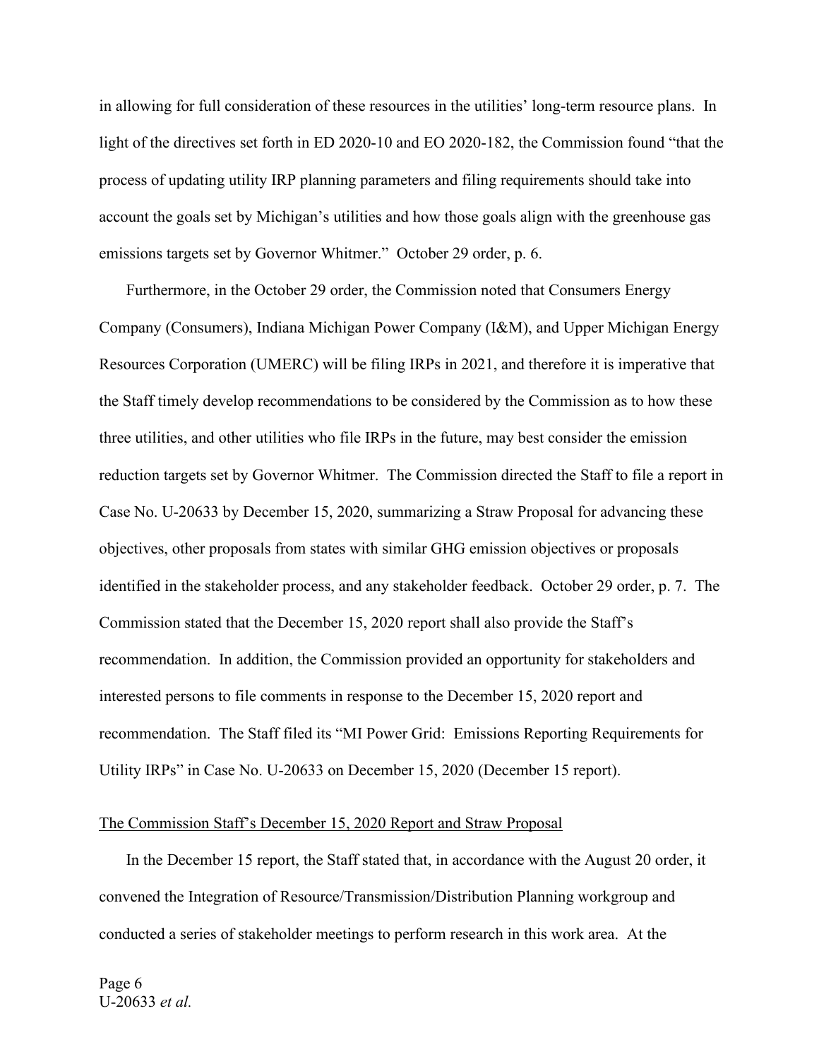in allowing for full consideration of these resources in the utilities' long-term resource plans. In light of the directives set forth in ED 2020-10 and EO 2020-182, the Commission found "that the process of updating utility IRP planning parameters and filing requirements should take into account the goals set by Michigan's utilities and how those goals align with the greenhouse gas emissions targets set by Governor Whitmer." October 29 order, p. 6.

Furthermore, in the October 29 order, the Commission noted that Consumers Energy Company (Consumers), Indiana Michigan Power Company (I&M), and Upper Michigan Energy Resources Corporation (UMERC) will be filing IRPs in 2021, and therefore it is imperative that the Staff timely develop recommendations to be considered by the Commission as to how these three utilities, and other utilities who file IRPs in the future, may best consider the emission reduction targets set by Governor Whitmer. The Commission directed the Staff to file a report in Case No. U-20633 by December 15, 2020, summarizing a Straw Proposal for advancing these objectives, other proposals from states with similar GHG emission objectives or proposals identified in the stakeholder process, and any stakeholder feedback. October 29 order, p. 7. The Commission stated that the December 15, 2020 report shall also provide the Staff's recommendation. In addition, the Commission provided an opportunity for stakeholders and interested persons to file comments in response to the December 15, 2020 report and recommendation. The Staff filed its "MI Power Grid: Emissions Reporting Requirements for Utility IRPs" in Case No. U-20633 on December 15, 2020 (December 15 report).

<u>The Commission Staff's December 15, 2020 Report and Straw Proposal</u>

In the December 15 report, the Staff stated that, in accordance with the August 20 order, it convened the Integration of Resource/Transmission/Distribution Planning workgroup and conducted a series of stakeholder meetings to perform research in this work area. At the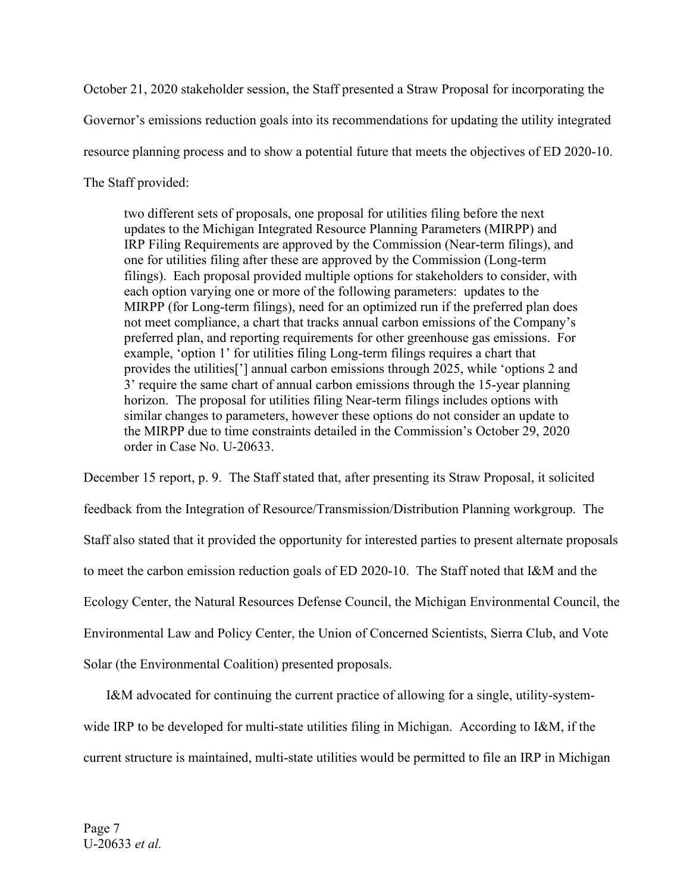October 21, 2020 stakeholder session, the Staff presented a Straw Proposal for incorporating the Governor's emissions reduction goals into its recommendations for updating the utility integrated resource planning process and to show a potential future that meets the objectives of ED 2020-10. The Staff provided:

> two different sets of proposals, one proposal for utilities filing before the next updates to the Michigan Integrated Resource Planning Parameters (MIRPP) and IRP Filing Requirements are approved by the Commission (Near-term filings), and one for utilities filing after these are approved by the Commission (Long-term filings). Each proposal provided multiple options for stakeholders to consider, with each option varying one or more of the following parameters: updates to the MIRPP (for Long-term filings), need for an optimized run if the preferred plan does not meet compliance, a chart that tracks annual carbon emissions of the Company's preferred plan, and reporting requirements for other greenhouse gas emissions. For example, 'option 1' for utilities filing Long-term filings requires a chart that provides the utilities['] annual carbon emissions through 2025, while 'options 2 and 3' require the same chart of annual carbon emissions through the 15-year planning horizon. The proposal for utilities filing Near-term filings includes options with similar changes to parameters, however these options do not consider an update to the MIRPP due to time constraints detailed in the Commission's October 29, 2020 order in Case No. U-20633.

December 15 report, p. 9. The Staff stated that, after presenting its Straw Proposal, it solicited feedback from the Integration of Resource/Transmission/Distribution Planning workgroup. The Staff also stated that it provided the opportunity for interested parties to present alternate proposals to meet the carbon emission reduction goals of ED 2020-10. The Staff noted that I&M and the Ecology Center, the Natural Resources Defense Council, the Michigan Environmental Council, the Environmental Law and Policy Center, the Union of Concerned Scientists, Sierra Club, and Vote Solar (the Environmental Coalition) presented proposals.

I&M advocated for continuing the current practice of allowing for a single, utility-system-wide IRP to be developed for multi-state utilities filing in Michigan. According to I&M, if the current structure is maintained, multi-state utilities would be permitted to file an IRP in Michigan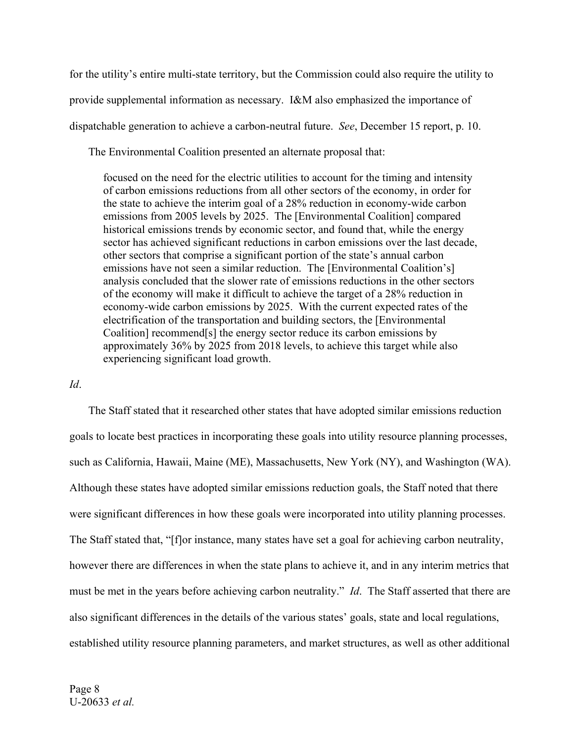for the utility's entire multi-state territory, but the Commission could also require the utility to provide supplemental information as necessary. I&M also emphasized the importance of dispatchable generation to achieve a carbon-neutral future. *See*, December 15 report, p. 10.

The Environmental Coalition presented an alternate proposal that:

> focused on the need for the electric utilities to account for the timing and intensity of carbon emissions reductions from all other sectors of the economy, in order for the state to achieve the interim goal of a 28% reduction in economy-wide carbon emissions from 2005 levels by 2025. The [Environmental Coalition] compared historical emissions trends by economic sector, and found that, while the energy sector has achieved significant reductions in carbon emissions over the last decade, other sectors that comprise a significant portion of the state's annual carbon emissions have not seen a similar reduction. The [Environmental Coalition's] analysis concluded that the slower rate of emissions reductions in the other sectors of the economy will make it difficult to achieve the target of a 28% reduction in economy-wide carbon emissions by 2025. With the current expected rates of the electrification of the transportation and building sectors, the [Environmental Coalition] recommend[s] the energy sector reduce its carbon emissions by approximately 36% by 2025 from 2018 levels, to achieve this target while also experiencing significant load growth.

*Id*.

The Staff stated that it researched other states that have adopted similar emissions reduction goals to locate best practices in incorporating these goals into utility resource planning processes, such as California, Hawaii, Maine (ME), Massachusetts, New York (NY), and Washington (WA). Although these states have adopted similar emissions reduction goals, the Staff noted that there were significant differences in how these goals were incorporated into utility planning processes. The Staff stated that, "[f]or instance, many states have set a goal for achieving carbon neutrality, however there are differences in when the state plans to achieve it, and in any interim metrics that must be met in the years before achieving carbon neutrality." *Id*. The Staff asserted that there are also significant differences in the details of the various states' goals, state and local regulations, established utility resource planning parameters, and market structures, as well as other additional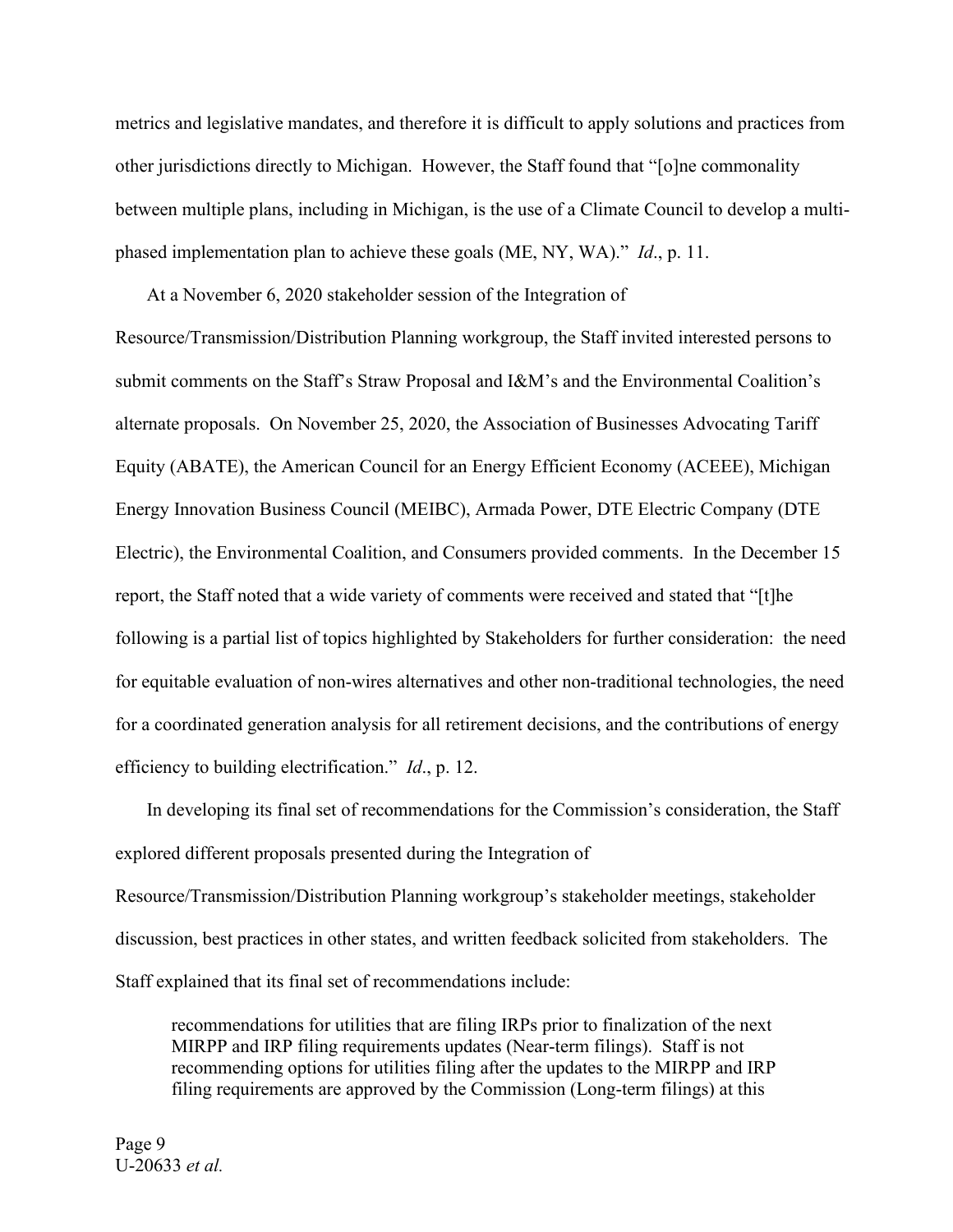metrics and legislative mandates, and therefore it is difficult to apply solutions and practices from other jurisdictions directly to Michigan. However, the Staff found that "[o]ne commonality between multiple plans, including in Michigan, is the use of a Climate Council to develop a multi-phased implementation plan to achieve these goals (ME, NY, WA)." *Id*., p. 11.

At a November 6, 2020 stakeholder session of the Integration of Resource/Transmission/Distribution Planning workgroup, the Staff invited interested persons to submit comments on the Staff's Straw Proposal and I&M's and the Environmental Coalition's alternate proposals. On November 25, 2020, the Association of Businesses Advocating Tariff Equity (ABATE), the American Council for an Energy Efficient Economy (ACEEE), Michigan Energy Innovation Business Council (MEIBC), Armada Power, DTE Electric Company (DTE Electric), the Environmental Coalition, and Consumers provided comments. In the December 15 report, the Staff noted that a wide variety of comments were received and stated that "[t]he following is a partial list of topics highlighted by Stakeholders for further consideration: the need for equitable evaluation of non-wires alternatives and other non-traditional technologies, the need for a coordinated generation analysis for all retirement decisions, and the contributions of energy efficiency to building electrification." *Id*., p. 12.

In developing its final set of recommendations for the Commission's consideration, the Staff explored different proposals presented during the Integration of Resource/Transmission/Distribution Planning workgroup's stakeholder meetings, stakeholder discussion, best practices in other states, and written feedback solicited from stakeholders. The Staff explained that its final set of recommendations include:

> recommendations for utilities that are filing IRPs prior to finalization of the next MIRPP and IRP filing requirements updates (Near-term filings). Staff is not recommending options for utilities filing after the updates to the MIRPP and IRP filing requirements are approved by the Commission (Long-term filings) at this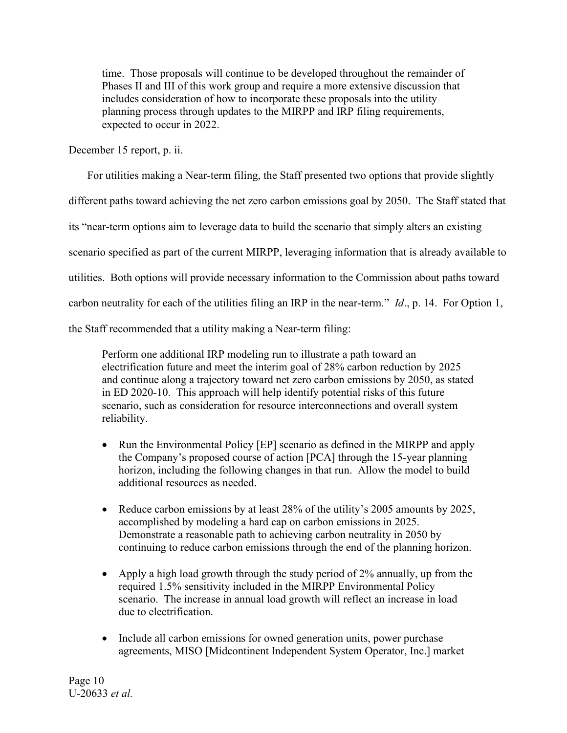> time. Those proposals will continue to be developed throughout the remainder of Phases II and III of this work group and require a more extensive discussion that includes consideration of how to incorporate these proposals into the utility planning process through updates to the MIRPP and IRP filing requirements, expected to occur in 2022.

December 15 report, p. ii.

For utilities making a Near-term filing, the Staff presented two options that provide slightly different paths toward achieving the net zero carbon emissions goal by 2050. The Staff stated that its "near-term options aim to leverage data to build the scenario that simply alters an existing scenario specified as part of the current MIRPP, leveraging information that is already available to utilities. Both options will provide necessary information to the Commission about paths toward carbon neutrality for each of the utilities filing an IRP in the near-term." *Id*., p. 14. For Option 1, the Staff recommended that a utility making a Near-term filing:

> Perform one additional IRP modeling run to illustrate a path toward an electrification future and meet the interim goal of 28% carbon reduction by 2025 and continue along a trajectory toward net zero carbon emissions by 2050, as stated in ED 2020-10. This approach will help identify potential risks of this future scenario, such as consideration for resource interconnections and overall system reliability.
>
> - Run the Environmental Policy [EP] scenario as defined in the MIRPP and apply the Company's proposed course of action [PCA] through the 15-year planning horizon, including the following changes in that run. Allow the model to build additional resources as needed.
> - Reduce carbon emissions by at least 28% of the utility's 2005 amounts by 2025, accomplished by modeling a hard cap on carbon emissions in 2025. Demonstrate a reasonable path to achieving carbon neutrality in 2050 by continuing to reduce carbon emissions through the end of the planning horizon.
> - Apply a high load growth through the study period of 2% annually, up from the required 1.5% sensitivity included in the MIRPP Environmental Policy scenario. The increase in annual load growth will reflect an increase in load due to electrification.
> - Include all carbon emissions for owned generation units, power purchase agreements, MISO [Midcontinent Independent System Operator, Inc.] market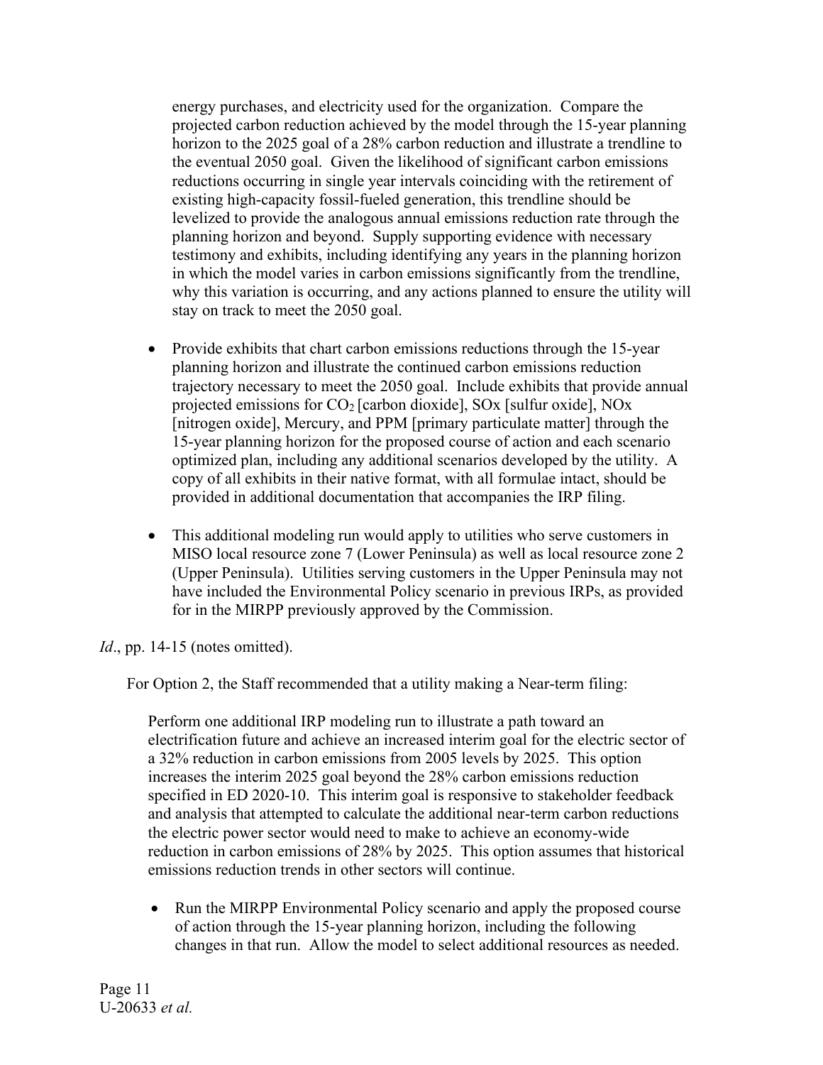energy purchases, and electricity used for the organization. Compare the projected carbon reduction achieved by the model through the 15-year planning horizon to the 2025 goal of a 28% carbon reduction and illustrate a trendline to the eventual 2050 goal. Given the likelihood of significant carbon emissions reductions occurring in single year intervals coinciding with the retirement of existing high-capacity fossil-fueled generation, this trendline should be levelized to provide the analogous annual emissions reduction rate through the planning horizon and beyond. Supply supporting evidence with necessary testimony and exhibits, including identifying any years in the planning horizon in which the model varies in carbon emissions significantly from the trendline, why this variation is occurring, and any actions planned to ensure the utility will stay on track to meet the 2050 goal.

- Provide exhibits that chart carbon emissions reductions through the 15-year planning horizon and illustrate the continued carbon emissions reduction trajectory necessary to meet the 2050 goal. Include exhibits that provide annual projected emissions for $CO_2$ [carbon dioxide], SOx [sulfur oxide], NOx [nitrogen oxide], Mercury, and PPM [primary particulate matter] through the 15-year planning horizon for the proposed course of action and each scenario optimized plan, including any additional scenarios developed by the utility. A copy of all exhibits in their native format, with all formulae intact, should be provided in additional documentation that accompanies the IRP filing.

- This additional modeling run would apply to utilities who serve customers in MISO local resource zone 7 (Lower Peninsula) as well as local resource zone 2 (Upper Peninsula). Utilities serving customers in the Upper Peninsula may not have included the Environmental Policy scenario in previous IRPs, as provided for in the MIRPP previously approved by the Commission.

*Id*., pp. 14-15 (notes omitted).

For Option 2, the Staff recommended that a utility making a Near-term filing:

> Perform one additional IRP modeling run to illustrate a path toward an electrification future and achieve an increased interim goal for the electric sector of a 32% reduction in carbon emissions from 2005 levels by 2025. This option increases the interim 2025 goal beyond the 28% carbon emissions reduction specified in ED 2020-10. This interim goal is responsive to stakeholder feedback and analysis that attempted to calculate the additional near-term carbon reductions the electric power sector would need to make to achieve an economy-wide reduction in carbon emissions of 28% by 2025. This option assumes that historical emissions reduction trends in other sectors will continue.
>
> - Run the MIRPP Environmental Policy scenario and apply the proposed course of action through the 15-year planning horizon, including the following changes in that run. Allow the model to select additional resources as needed.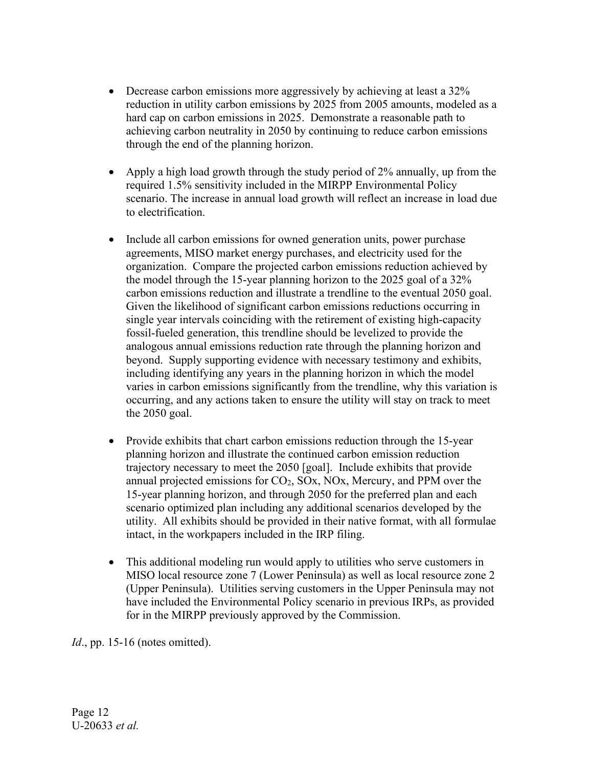- Decrease carbon emissions more aggressively by achieving at least a 32% reduction in utility carbon emissions by 2025 from 2005 amounts, modeled as a hard cap on carbon emissions in 2025. Demonstrate a reasonable path to achieving carbon neutrality in 2050 by continuing to reduce carbon emissions through the end of the planning horizon.

- Apply a high load growth through the study period of 2% annually, up from the required 1.5% sensitivity included in the MIRPP Environmental Policy scenario. The increase in annual load growth will reflect an increase in load due to electrification.

- Include all carbon emissions for owned generation units, power purchase agreements, MISO market energy purchases, and electricity used for the organization. Compare the projected carbon emissions reduction achieved by the model through the 15-year planning horizon to the 2025 goal of a 32% carbon emissions reduction and illustrate a trendline to the eventual 2050 goal. Given the likelihood of significant carbon emissions reductions occurring in single year intervals coinciding with the retirement of existing high-capacity fossil-fueled generation, this trendline should be levelized to provide the analogous annual emissions reduction rate through the planning horizon and beyond. Supply supporting evidence with necessary testimony and exhibits, including identifying any years in the planning horizon in which the model varies in carbon emissions significantly from the trendline, why this variation is occurring, and any actions taken to ensure the utility will stay on track to meet the 2050 goal.

- Provide exhibits that chart carbon emissions reduction through the 15-year planning horizon and illustrate the continued carbon emission reduction trajectory necessary to meet the 2050 [goal]. Include exhibits that provide annual projected emissions for $CO_2$, SOx, NOx, Mercury, and PPM over the 15-year planning horizon, and through 2050 for the preferred plan and each scenario optimized plan including any additional scenarios developed by the utility. All exhibits should be provided in their native format, with all formulae intact, in the workpapers included in the IRP filing.

- This additional modeling run would apply to utilities who serve customers in MISO local resource zone 7 (Lower Peninsula) as well as local resource zone 2 (Upper Peninsula). Utilities serving customers in the Upper Peninsula may not have included the Environmental Policy scenario in previous IRPs, as provided for in the MIRPP previously approved by the Commission.

*Id*., pp. 15-16 (notes omitted).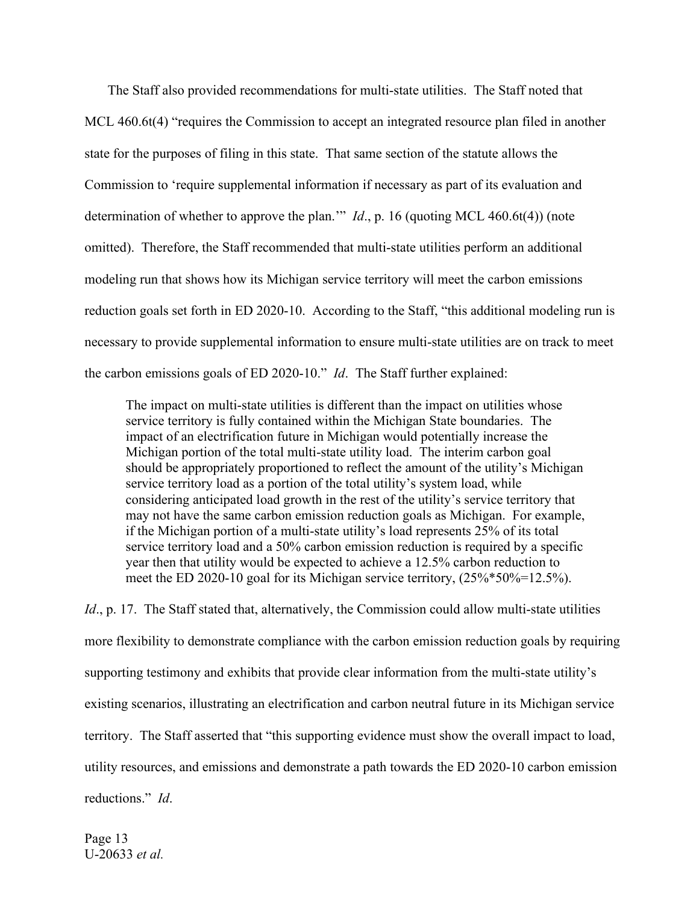The Staff also provided recommendations for multi-state utilities. The Staff noted that MCL 460.6t(4) "requires the Commission to accept an integrated resource plan filed in another state for the purposes of filing in this state. That same section of the statute allows the Commission to 'require supplemental information if necessary as part of its evaluation and determination of whether to approve the plan.'" *Id*., p. 16 (quoting MCL 460.6t(4)) (note omitted). Therefore, the Staff recommended that multi-state utilities perform an additional modeling run that shows how its Michigan service territory will meet the carbon emissions reduction goals set forth in ED 2020-10. According to the Staff, "this additional modeling run is necessary to provide supplemental information to ensure multi-state utilities are on track to meet the carbon emissions goals of ED 2020-10." *Id*. The Staff further explained:

> The impact on multi-state utilities is different than the impact on utilities whose service territory is fully contained within the Michigan State boundaries. The impact of an electrification future in Michigan would potentially increase the Michigan portion of the total multi-state utility load. The interim carbon goal should be appropriately proportioned to reflect the amount of the utility's Michigan service territory load as a portion of the total utility's system load, while considering anticipated load growth in the rest of the utility's service territory that may not have the same carbon emission reduction goals as Michigan. For example, if the Michigan portion of a multi-state utility's load represents 25% of its total service territory load and a 50% carbon emission reduction is required by a specific year then that utility would be expected to achieve a 12.5% carbon reduction to meet the ED 2020-10 goal for its Michigan service territory, (25%*50%=12.5%).

*Id*., p. 17. The Staff stated that, alternatively, the Commission could allow multi-state utilities more flexibility to demonstrate compliance with the carbon emission reduction goals by requiring supporting testimony and exhibits that provide clear information from the multi-state utility's existing scenarios, illustrating an electrification and carbon neutral future in its Michigan service territory. The Staff asserted that "this supporting evidence must show the overall impact to load, utility resources, and emissions and demonstrate a path towards the ED 2020-10 carbon emission reductions." *Id*.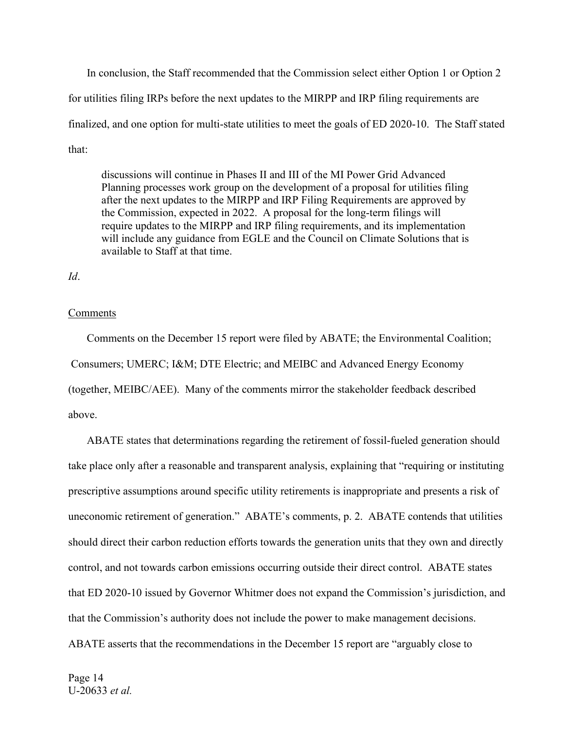In conclusion, the Staff recommended that the Commission select either Option 1 or Option 2 for utilities filing IRPs before the next updates to the MIRPP and IRP filing requirements are finalized, and one option for multi-state utilities to meet the goals of ED 2020-10. The Staff stated that:

> discussions will continue in Phases II and III of the MI Power Grid Advanced Planning processes work group on the development of a proposal for utilities filing after the next updates to the MIRPP and IRP Filing Requirements are approved by the Commission, expected in 2022. A proposal for the long-term filings will require updates to the MIRPP and IRP filing requirements, and its implementation will include any guidance from EGLE and the Council on Climate Solutions that is available to Staff at that time.

*Id*.

Comments

Comments on the December 15 report were filed by ABATE; the Environmental Coalition; Consumers; UMERC; I&M; DTE Electric; and MEIBC and Advanced Energy Economy (together, MEIBC/AEE). Many of the comments mirror the stakeholder feedback described above.

ABATE states that determinations regarding the retirement of fossil-fueled generation should take place only after a reasonable and transparent analysis, explaining that "requiring or instituting prescriptive assumptions around specific utility retirements is inappropriate and presents a risk of uneconomic retirement of generation." ABATE's comments, p. 2. ABATE contends that utilities should direct their carbon reduction efforts towards the generation units that they own and directly control, and not towards carbon emissions occurring outside their direct control. ABATE states that ED 2020-10 issued by Governor Whitmer does not expand the Commission's jurisdiction, and that the Commission's authority does not include the power to make management decisions. ABATE asserts that the recommendations in the December 15 report are "arguably close to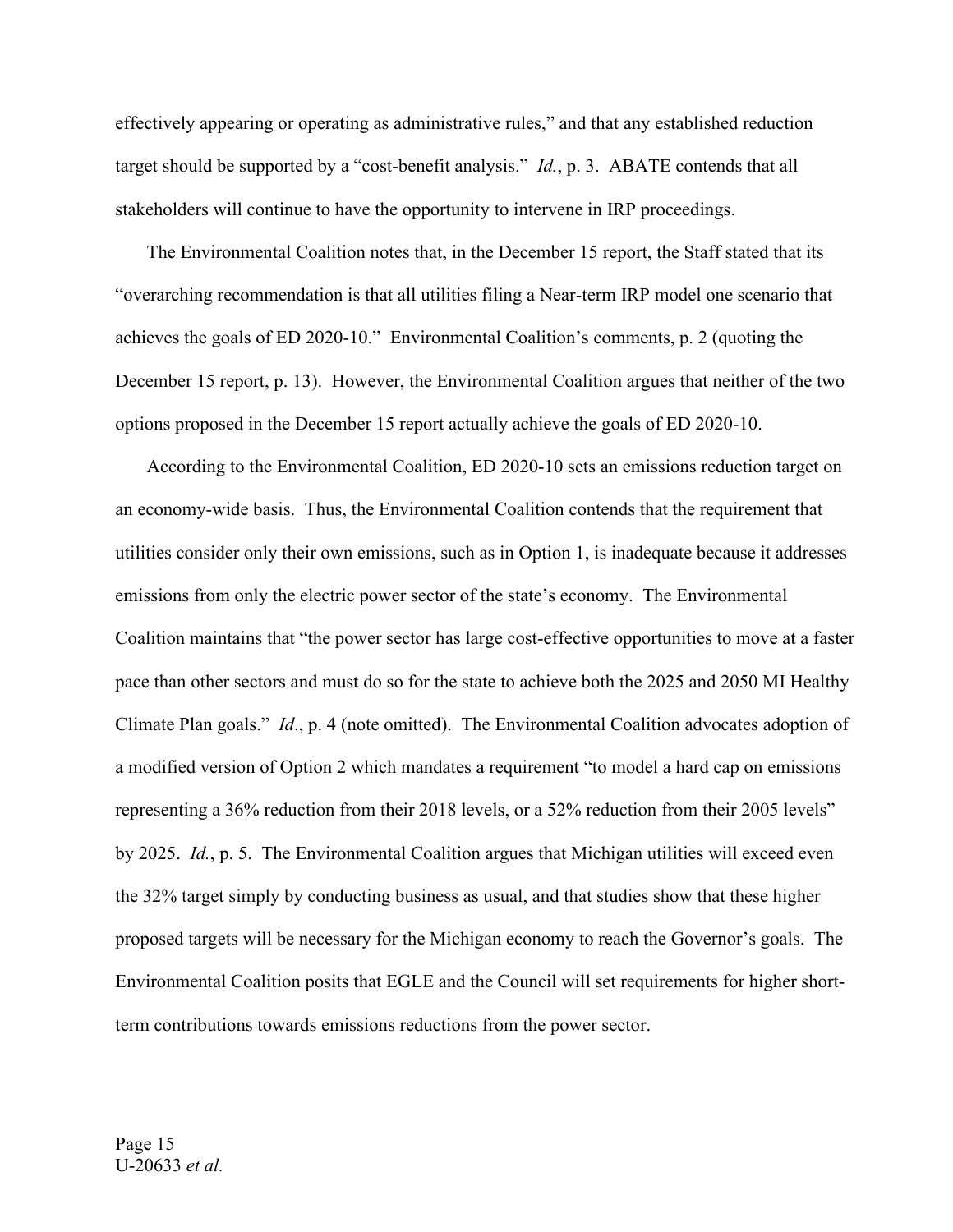effectively appearing or operating as administrative rules," and that any established reduction target should be supported by a "cost-benefit analysis." *Id.*, p. 3. ABATE contends that all stakeholders will continue to have the opportunity to intervene in IRP proceedings.

The Environmental Coalition notes that, in the December 15 report, the Staff stated that its "overarching recommendation is that all utilities filing a Near-term IRP model one scenario that achieves the goals of ED 2020-10." Environmental Coalition's comments, p. 2 (quoting the December 15 report, p. 13). However, the Environmental Coalition argues that neither of the two options proposed in the December 15 report actually achieve the goals of ED 2020-10.

According to the Environmental Coalition, ED 2020-10 sets an emissions reduction target on an economy-wide basis. Thus, the Environmental Coalition contends that the requirement that utilities consider only their own emissions, such as in Option 1, is inadequate because it addresses emissions from only the electric power sector of the state's economy. The Environmental Coalition maintains that "the power sector has large cost-effective opportunities to move at a faster pace than other sectors and must do so for the state to achieve both the 2025 and 2050 MI Healthy Climate Plan goals." *Id*., p. 4 (note omitted). The Environmental Coalition advocates adoption of a modified version of Option 2 which mandates a requirement "to model a hard cap on emissions representing a 36% reduction from their 2018 levels, or a 52% reduction from their 2005 levels" by 2025. *Id.*, p. 5. The Environmental Coalition argues that Michigan utilities will exceed even the 32% target simply by conducting business as usual, and that studies show that these higher proposed targets will be necessary for the Michigan economy to reach the Governor's goals. The Environmental Coalition posits that EGLE and the Council will set requirements for higher short-term contributions towards emissions reductions from the power sector.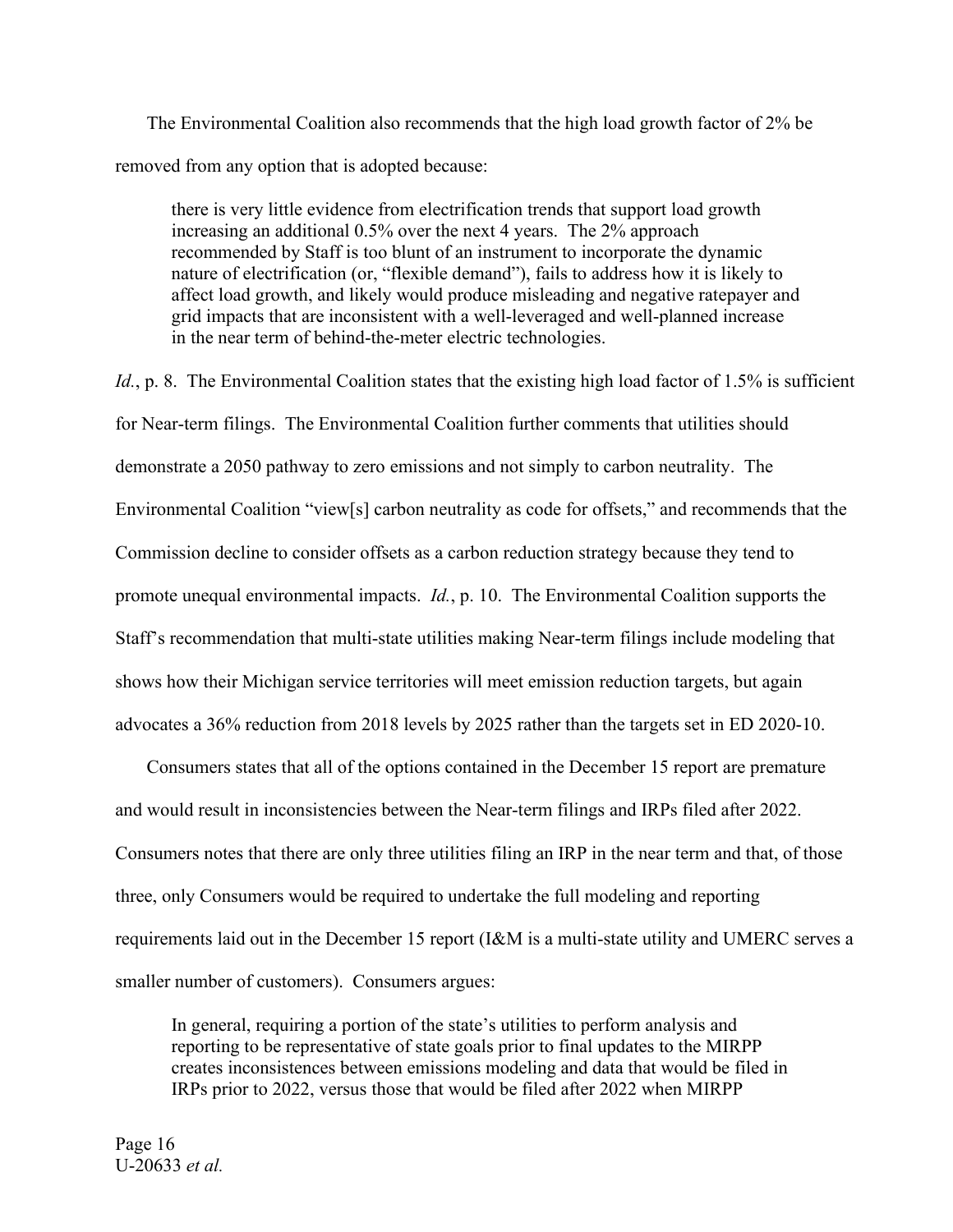The Environmental Coalition also recommends that the high load growth factor of 2% be removed from any option that is adopted because:

> there is very little evidence from electrification trends that support load growth increasing an additional 0.5% over the next 4 years. The 2% approach recommended by Staff is too blunt of an instrument to incorporate the dynamic nature of electrification (or, "flexible demand"), fails to address how it is likely to affect load growth, and likely would produce misleading and negative ratepayer and grid impacts that are inconsistent with a well-leveraged and well-planned increase in the near term of behind-the-meter electric technologies.

*Id.*, p. 8. The Environmental Coalition states that the existing high load factor of 1.5% is sufficient for Near-term filings. The Environmental Coalition further comments that utilities should demonstrate a 2050 pathway to zero emissions and not simply to carbon neutrality. The Environmental Coalition "view[s] carbon neutrality as code for offsets," and recommends that the Commission decline to consider offsets as a carbon reduction strategy because they tend to promote unequal environmental impacts. *Id.*, p. 10. The Environmental Coalition supports the Staff's recommendation that multi-state utilities making Near-term filings include modeling that shows how their Michigan service territories will meet emission reduction targets, but again advocates a 36% reduction from 2018 levels by 2025 rather than the targets set in ED 2020-10.

Consumers states that all of the options contained in the December 15 report are premature and would result in inconsistencies between the Near-term filings and IRPs filed after 2022. Consumers notes that there are only three utilities filing an IRP in the near term and that, of those three, only Consumers would be required to undertake the full modeling and reporting requirements laid out in the December 15 report (I&M is a multi-state utility and UMERC serves a smaller number of customers). Consumers argues:

> In general, requiring a portion of the state's utilities to perform analysis and reporting to be representative of state goals prior to final updates to the MIRPP creates inconsistences between emissions modeling and data that would be filed in IRPs prior to 2022, versus those that would be filed after 2022 when MIRPP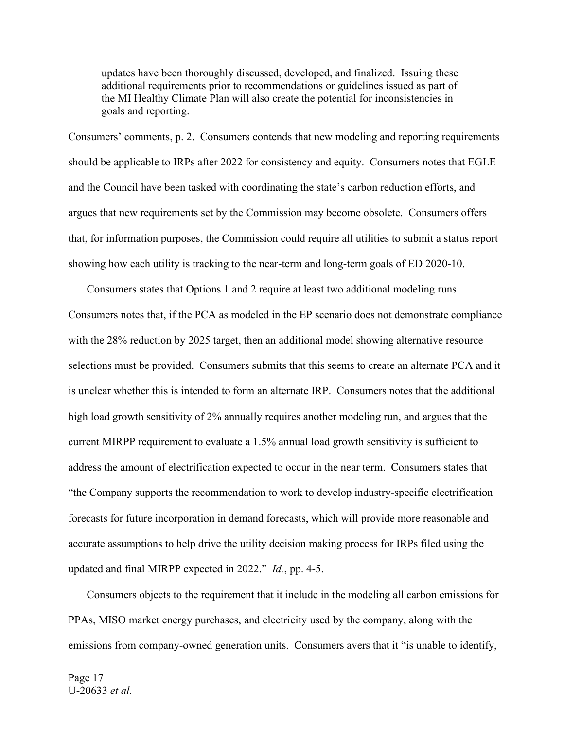> updates have been thoroughly discussed, developed, and finalized. Issuing these additional requirements prior to recommendations or guidelines issued as part of the MI Healthy Climate Plan will also create the potential for inconsistencies in goals and reporting.

Consumers' comments, p. 2. Consumers contends that new modeling and reporting requirements should be applicable to IRPs after 2022 for consistency and equity. Consumers notes that EGLE and the Council have been tasked with coordinating the state's carbon reduction efforts, and argues that new requirements set by the Commission may become obsolete. Consumers offers that, for information purposes, the Commission could require all utilities to submit a status report showing how each utility is tracking to the near-term and long-term goals of ED 2020-10.

Consumers states that Options 1 and 2 require at least two additional modeling runs. Consumers notes that, if the PCA as modeled in the EP scenario does not demonstrate compliance with the 28% reduction by 2025 target, then an additional model showing alternative resource selections must be provided. Consumers submits that this seems to create an alternate PCA and it is unclear whether this is intended to form an alternate IRP. Consumers notes that the additional high load growth sensitivity of 2% annually requires another modeling run, and argues that the current MIRPP requirement to evaluate a 1.5% annual load growth sensitivity is sufficient to address the amount of electrification expected to occur in the near term. Consumers states that "the Company supports the recommendation to work to develop industry-specific electrification forecasts for future incorporation in demand forecasts, which will provide more reasonable and accurate assumptions to help drive the utility decision making process for IRPs filed using the updated and final MIRPP expected in 2022." *Id.*, pp. 4-5.

Consumers objects to the requirement that it include in the modeling all carbon emissions for PPAs, MISO market energy purchases, and electricity used by the company, along with the emissions from company-owned generation units. Consumers avers that it "is unable to identify,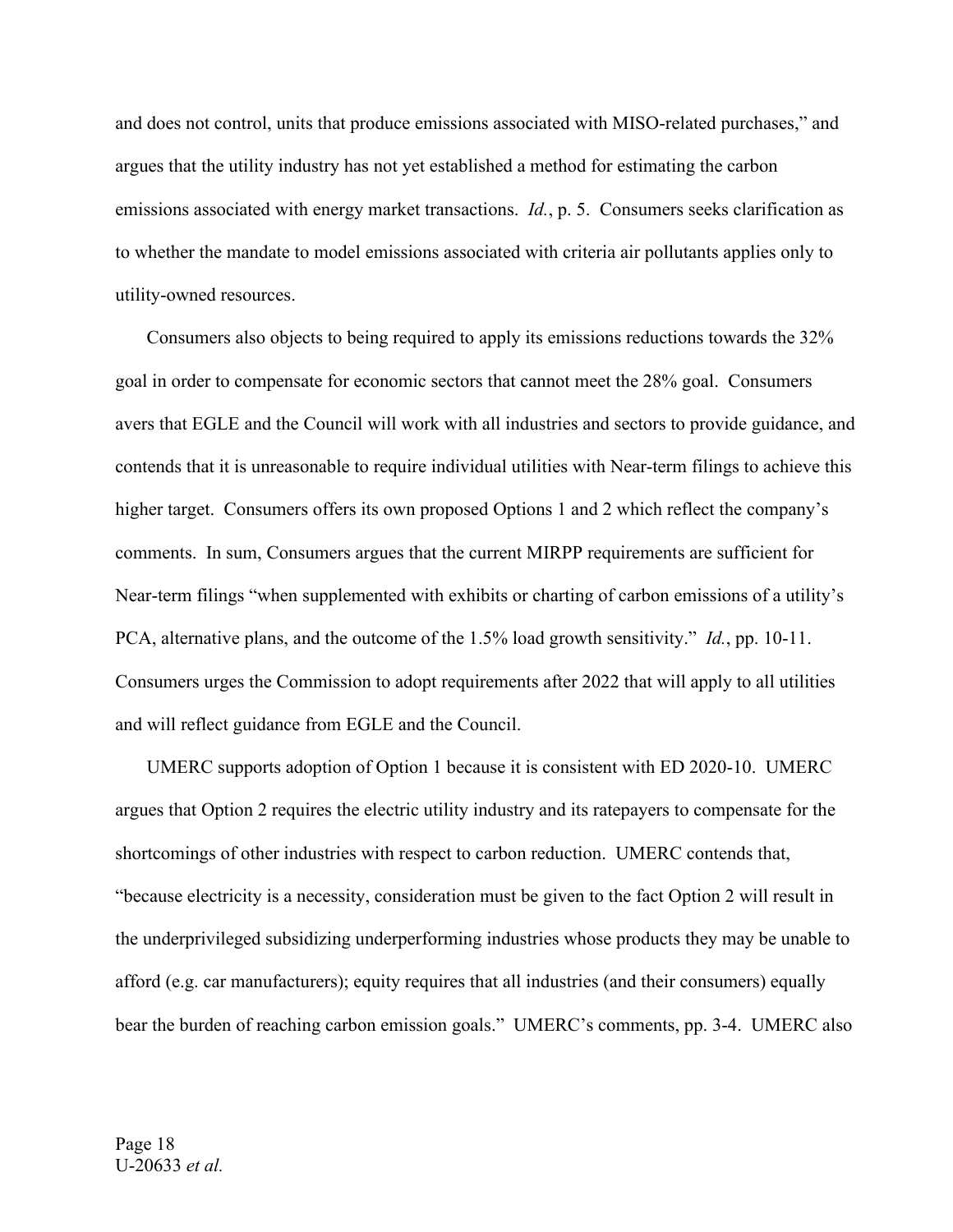and does not control, units that produce emissions associated with MISO-related purchases," and argues that the utility industry has not yet established a method for estimating the carbon emissions associated with energy market transactions. *Id.*, p. 5. Consumers seeks clarification as to whether the mandate to model emissions associated with criteria air pollutants applies only to utility-owned resources.

Consumers also objects to being required to apply its emissions reductions towards the 32% goal in order to compensate for economic sectors that cannot meet the 28% goal. Consumers avers that EGLE and the Council will work with all industries and sectors to provide guidance, and contends that it is unreasonable to require individual utilities with Near-term filings to achieve this higher target. Consumers offers its own proposed Options 1 and 2 which reflect the company's comments. In sum, Consumers argues that the current MIRPP requirements are sufficient for Near-term filings "when supplemented with exhibits or charting of carbon emissions of a utility's PCA, alternative plans, and the outcome of the 1.5% load growth sensitivity." *Id.*, pp. 10-11. Consumers urges the Commission to adopt requirements after 2022 that will apply to all utilities and will reflect guidance from EGLE and the Council.

UMERC supports adoption of Option 1 because it is consistent with ED 2020-10. UMERC argues that Option 2 requires the electric utility industry and its ratepayers to compensate for the shortcomings of other industries with respect to carbon reduction. UMERC contends that, "because electricity is a necessity, consideration must be given to the fact Option 2 will result in the underprivileged subsidizing underperforming industries whose products they may be unable to afford (e.g. car manufacturers); equity requires that all industries (and their consumers) equally bear the burden of reaching carbon emission goals." UMERC's comments, pp. 3-4. UMERC also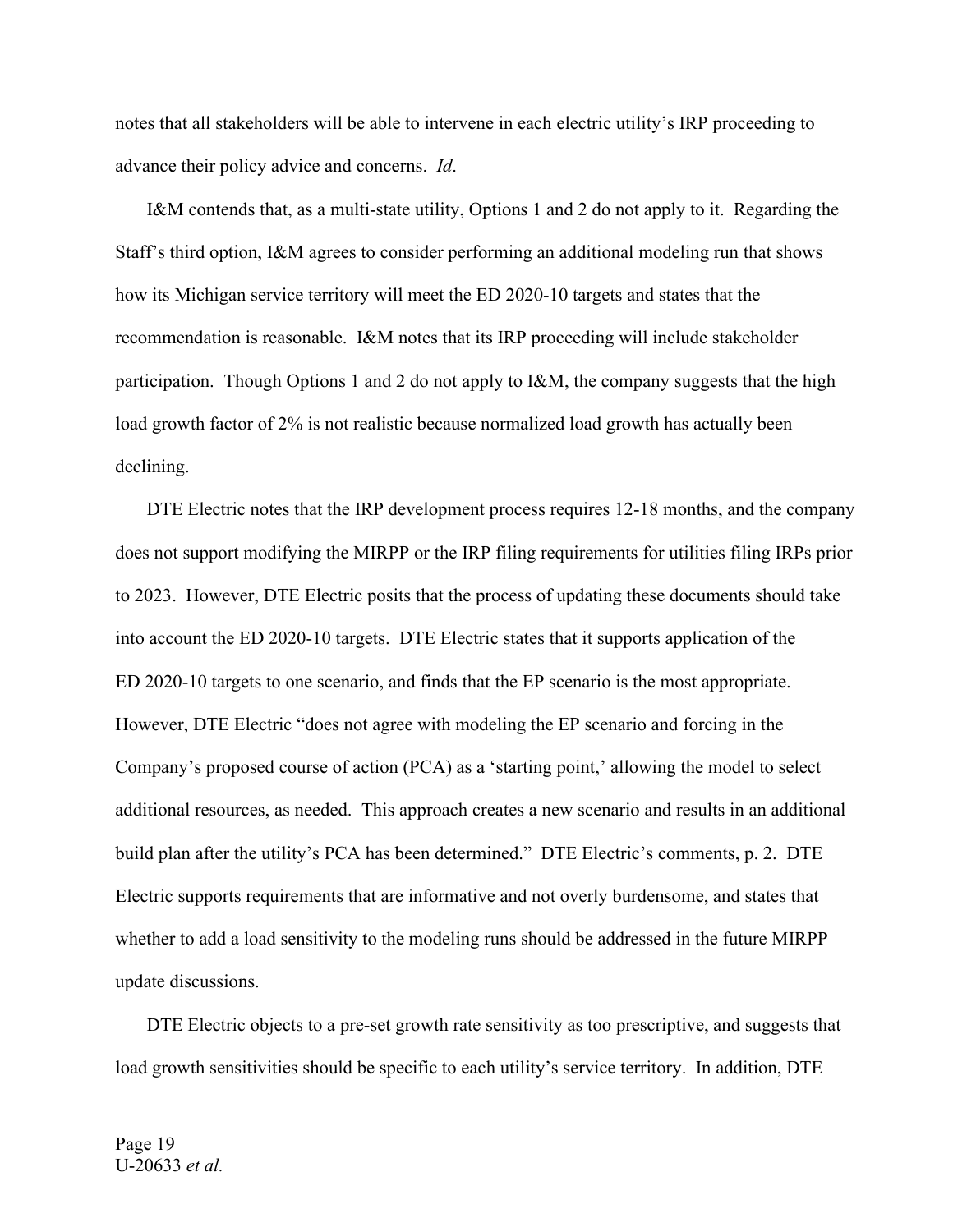notes that all stakeholders will be able to intervene in each electric utility's IRP proceeding to advance their policy advice and concerns. *Id*.

I&M contends that, as a multi-state utility, Options 1 and 2 do not apply to it. Regarding the Staff's third option, I&M agrees to consider performing an additional modeling run that shows how its Michigan service territory will meet the ED 2020-10 targets and states that the recommendation is reasonable. I&M notes that its IRP proceeding will include stakeholder participation. Though Options 1 and 2 do not apply to I&M, the company suggests that the high load growth factor of 2% is not realistic because normalized load growth has actually been declining.

DTE Electric notes that the IRP development process requires 12-18 months, and the company does not support modifying the MIRPP or the IRP filing requirements for utilities filing IRPs prior to 2023. However, DTE Electric posits that the process of updating these documents should take into account the ED 2020-10 targets. DTE Electric states that it supports application of the ED 2020-10 targets to one scenario, and finds that the EP scenario is the most appropriate. However, DTE Electric "does not agree with modeling the EP scenario and forcing in the Company's proposed course of action (PCA) as a 'starting point,' allowing the model to select additional resources, as needed. This approach creates a new scenario and results in an additional build plan after the utility's PCA has been determined." DTE Electric's comments, p. 2. DTE Electric supports requirements that are informative and not overly burdensome, and states that whether to add a load sensitivity to the modeling runs should be addressed in the future MIRPP update discussions.

DTE Electric objects to a pre-set growth rate sensitivity as too prescriptive, and suggests that load growth sensitivities should be specific to each utility's service territory. In addition, DTE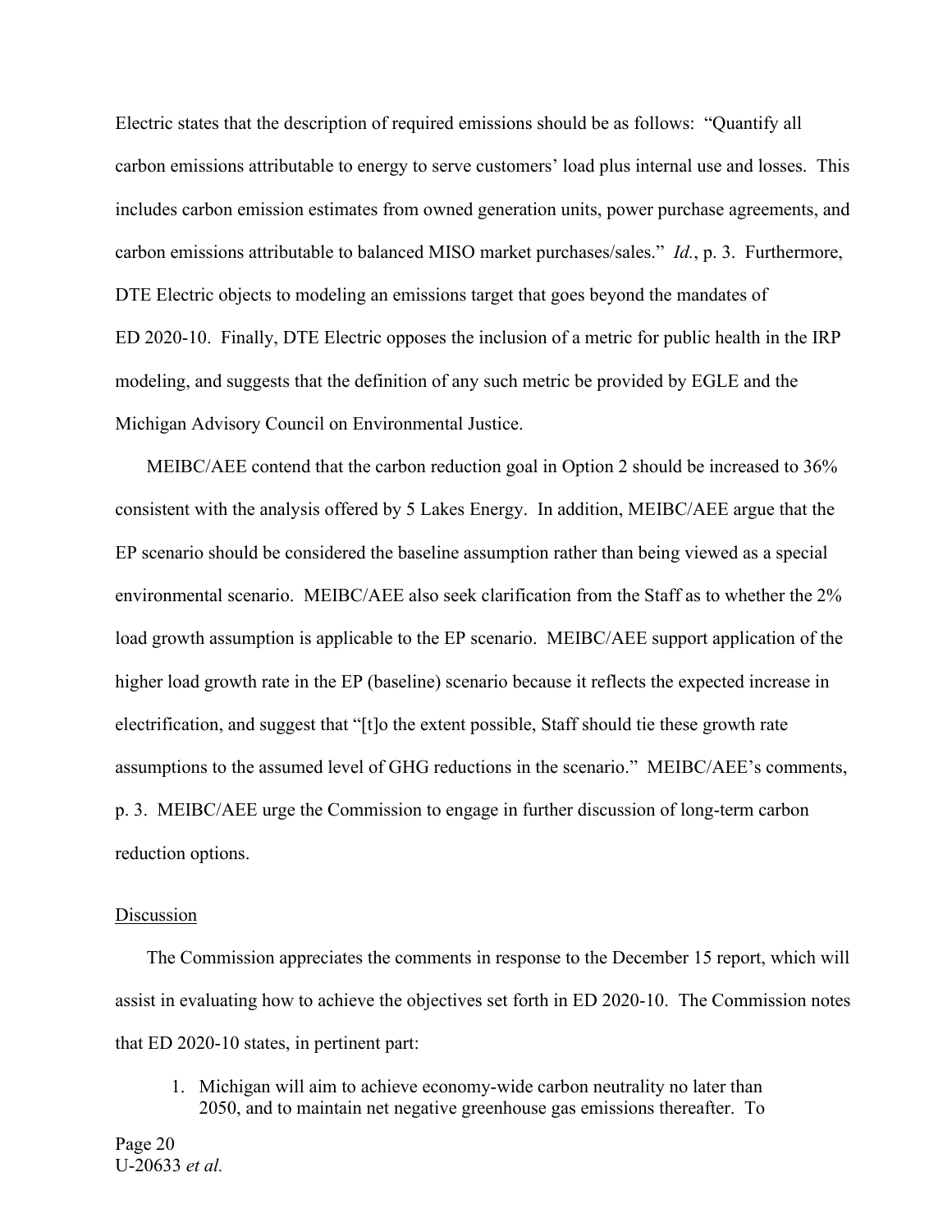Electric states that the description of required emissions should be as follows: "Quantify all carbon emissions attributable to energy to serve customers' load plus internal use and losses. This includes carbon emission estimates from owned generation units, power purchase agreements, and carbon emissions attributable to balanced MISO market purchases/sales." *Id.*, p. 3. Furthermore, DTE Electric objects to modeling an emissions target that goes beyond the mandates of ED 2020-10. Finally, DTE Electric opposes the inclusion of a metric for public health in the IRP modeling, and suggests that the definition of any such metric be provided by EGLE and the Michigan Advisory Council on Environmental Justice.

MEIBC/AEE contend that the carbon reduction goal in Option 2 should be increased to 36% consistent with the analysis offered by 5 Lakes Energy. In addition, MEIBC/AEE argue that the EP scenario should be considered the baseline assumption rather than being viewed as a special environmental scenario. MEIBC/AEE also seek clarification from the Staff as to whether the 2% load growth assumption is applicable to the EP scenario. MEIBC/AEE support application of the higher load growth rate in the EP (baseline) scenario because it reflects the expected increase in electrification, and suggest that "[t]o the extent possible, Staff should tie these growth rate assumptions to the assumed level of GHG reductions in the scenario." MEIBC/AEE's comments, p. 3. MEIBC/AEE urge the Commission to engage in further discussion of long-term carbon reduction options.

<u>Discussion</u>

The Commission appreciates the comments in response to the December 15 report, which will assist in evaluating how to achieve the objectives set forth in ED 2020-10. The Commission notes that ED 2020-10 states, in pertinent part:

> 1. Michigan will aim to achieve economy-wide carbon neutrality no later than 2050, and to maintain net negative greenhouse gas emissions thereafter. To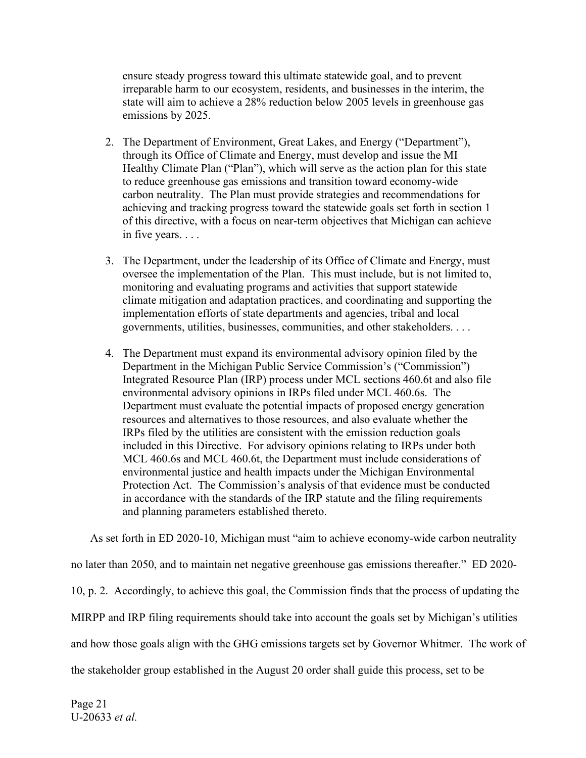ensure steady progress toward this ultimate statewide goal, and to prevent irreparable harm to our ecosystem, residents, and businesses in the interim, the state will aim to achieve a 28% reduction below 2005 levels in greenhouse gas emissions by 2025.

> 2. The Department of Environment, Great Lakes, and Energy ("Department"), through its Office of Climate and Energy, must develop and issue the MI Healthy Climate Plan ("Plan"), which will serve as the action plan for this state to reduce greenhouse gas emissions and transition toward economy-wide carbon neutrality. The Plan must provide strategies and recommendations for achieving and tracking progress toward the statewide goals set forth in section 1 of this directive, with a focus on near-term objectives that Michigan can achieve in five years. . . .
>
> 3. The Department, under the leadership of its Office of Climate and Energy, must oversee the implementation of the Plan. This must include, but is not limited to, monitoring and evaluating programs and activities that support statewide climate mitigation and adaptation practices, and coordinating and supporting the implementation efforts of state departments and agencies, tribal and local governments, utilities, businesses, communities, and other stakeholders. . . .
>
> 4. The Department must expand its environmental advisory opinion filed by the Department in the Michigan Public Service Commission's ("Commission") Integrated Resource Plan (IRP) process under MCL sections 460.6t and also file environmental advisory opinions in IRPs filed under MCL 460.6s. The Department must evaluate the potential impacts of proposed energy generation resources and alternatives to those resources, and also evaluate whether the IRPs filed by the utilities are consistent with the emission reduction goals included in this Directive. For advisory opinions relating to IRPs under both MCL 460.6s and MCL 460.6t, the Department must include considerations of environmental justice and health impacts under the Michigan Environmental Protection Act. The Commission's analysis of that evidence must be conducted in accordance with the standards of the IRP statute and the filing requirements and planning parameters established thereto.

As set forth in ED 2020-10, Michigan must "aim to achieve economy-wide carbon neutrality no later than 2050, and to maintain net negative greenhouse gas emissions thereafter." ED 2020-10, p. 2. Accordingly, to achieve this goal, the Commission finds that the process of updating the MIRPP and IRP filing requirements should take into account the goals set by Michigan's utilities and how those goals align with the GHG emissions targets set by Governor Whitmer. The work of the stakeholder group established in the August 20 order shall guide this process, set to be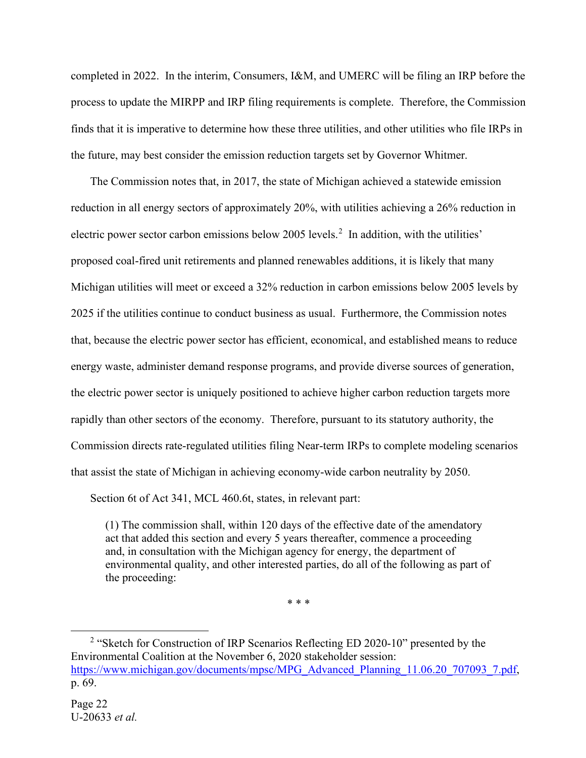completed in 2022. In the interim, Consumers, I&M, and UMERC will be filing an IRP before the process to update the MIRPP and IRP filing requirements is complete. Therefore, the Commission finds that it is imperative to determine how these three utilities, and other utilities who file IRPs in the future, may best consider the emission reduction targets set by Governor Whitmer.

The Commission notes that, in 2017, the state of Michigan achieved a statewide emission reduction in all energy sectors of approximately 20%, with utilities achieving a 26% reduction in electric power sector carbon emissions below 2005 levels.[2] In addition, with the utilities' proposed coal-fired unit retirements and planned renewables additions, it is likely that many Michigan utilities will meet or exceed a 32% reduction in carbon emissions below 2005 levels by 2025 if the utilities continue to conduct business as usual. Furthermore, the Commission notes that, because the electric power sector has efficient, economical, and established means to reduce energy waste, administer demand response programs, and provide diverse sources of generation, the electric power sector is uniquely positioned to achieve higher carbon reduction targets more rapidly than other sectors of the economy. Therefore, pursuant to its statutory authority, the Commission directs rate-regulated utilities filing Near-term IRPs to complete modeling scenarios that assist the state of Michigan in achieving economy-wide carbon neutrality by 2050.

Section 6t of Act 341, MCL 460.6t, states, in relevant part:

> (1) The commission shall, within 120 days of the effective date of the amendatory act that added this section and every 5 years thereafter, commence a proceeding and, in consultation with the Michigan agency for energy, the department of environmental quality, and other interested parties, do all of the following as part of the proceeding:
>
> \* \* \*

---

[2] "Sketch for Construction of IRP Scenarios Reflecting ED 2020-10" presented by the Environmental Coalition at the November 6, 2020 stakeholder session: https://www.michigan.gov/documents/mpsc/MPG_Advanced_Planning_11.06.20_707093_7.pdf, p. 69.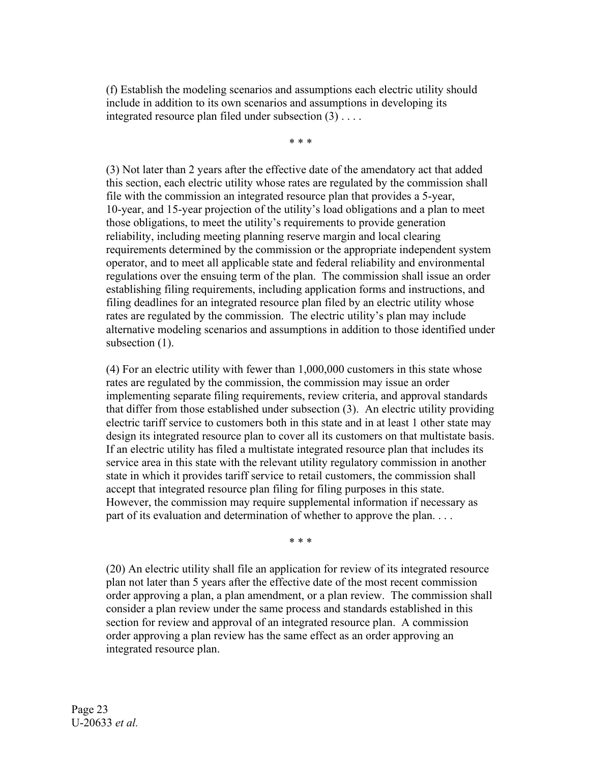(f) Establish the modeling scenarios and assumptions each electric utility should include in addition to its own scenarios and assumptions in developing its integrated resource plan filed under subsection (3) . . . .

\* \* \*

(3) Not later than 2 years after the effective date of the amendatory act that added this section, each electric utility whose rates are regulated by the commission shall file with the commission an integrated resource plan that provides a 5-year, 10-year, and 15-year projection of the utility's load obligations and a plan to meet those obligations, to meet the utility's requirements to provide generation reliability, including meeting planning reserve margin and local clearing requirements determined by the commission or the appropriate independent system operator, and to meet all applicable state and federal reliability and environmental regulations over the ensuing term of the plan. The commission shall issue an order establishing filing requirements, including application forms and instructions, and filing deadlines for an integrated resource plan filed by an electric utility whose rates are regulated by the commission. The electric utility's plan may include alternative modeling scenarios and assumptions in addition to those identified under subsection (1).

(4) For an electric utility with fewer than 1,000,000 customers in this state whose rates are regulated by the commission, the commission may issue an order implementing separate filing requirements, review criteria, and approval standards that differ from those established under subsection (3). An electric utility providing electric tariff service to customers both in this state and in at least 1 other state may design its integrated resource plan to cover all its customers on that multistate basis. If an electric utility has filed a multistate integrated resource plan that includes its service area in this state with the relevant utility regulatory commission in another state in which it provides tariff service to retail customers, the commission shall accept that integrated resource plan filing for filing purposes in this state. However, the commission may require supplemental information if necessary as part of its evaluation and determination of whether to approve the plan. . . .

\* \* \*

(20) An electric utility shall file an application for review of its integrated resource plan not later than 5 years after the effective date of the most recent commission order approving a plan, a plan amendment, or a plan review. The commission shall consider a plan review under the same process and standards established in this section for review and approval of an integrated resource plan. A commission order approving a plan review has the same effect as an order approving an integrated resource plan.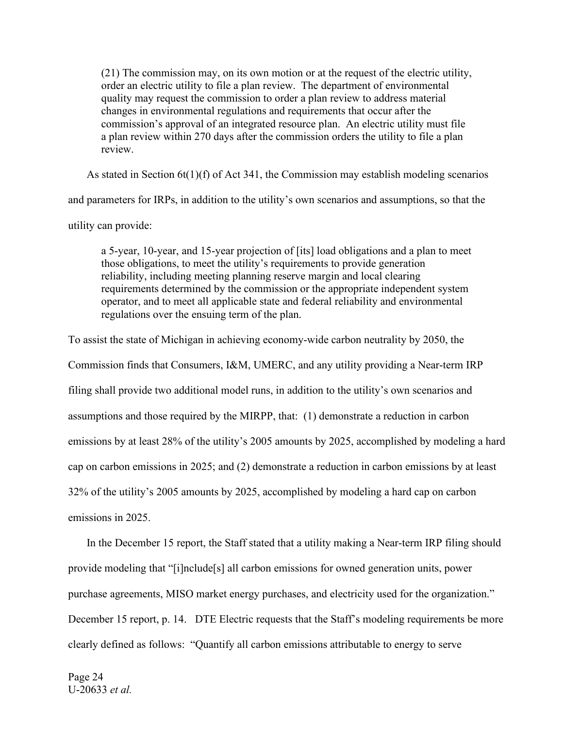> (21) The commission may, on its own motion or at the request of the electric utility, order an electric utility to file a plan review. The department of environmental quality may request the commission to order a plan review to address material changes in environmental regulations and requirements that occur after the commission's approval of an integrated resource plan. An electric utility must file a plan review within 270 days after the commission orders the utility to file a plan review.

As stated in Section 6t(1)(f) of Act 341, the Commission may establish modeling scenarios and parameters for IRPs, in addition to the utility's own scenarios and assumptions, so that the utility can provide:

> a 5-year, 10-year, and 15-year projection of [its] load obligations and a plan to meet those obligations, to meet the utility's requirements to provide generation reliability, including meeting planning reserve margin and local clearing requirements determined by the commission or the appropriate independent system operator, and to meet all applicable state and federal reliability and environmental regulations over the ensuing term of the plan.

To assist the state of Michigan in achieving economy-wide carbon neutrality by 2050, the Commission finds that Consumers, I&M, UMERC, and any utility providing a Near-term IRP filing shall provide two additional model runs, in addition to the utility's own scenarios and assumptions and those required by the MIRPP, that: (1) demonstrate a reduction in carbon emissions by at least 28% of the utility's 2005 amounts by 2025, accomplished by modeling a hard cap on carbon emissions in 2025; and (2) demonstrate a reduction in carbon emissions by at least 32% of the utility's 2005 amounts by 2025, accomplished by modeling a hard cap on carbon emissions in 2025.

In the December 15 report, the Staff stated that a utility making a Near-term IRP filing should provide modeling that "[i]nclude[s] all carbon emissions for owned generation units, power purchase agreements, MISO market energy purchases, and electricity used for the organization." December 15 report, p. 14. DTE Electric requests that the Staff's modeling requirements be more clearly defined as follows: "Quantify all carbon emissions attributable to energy to serve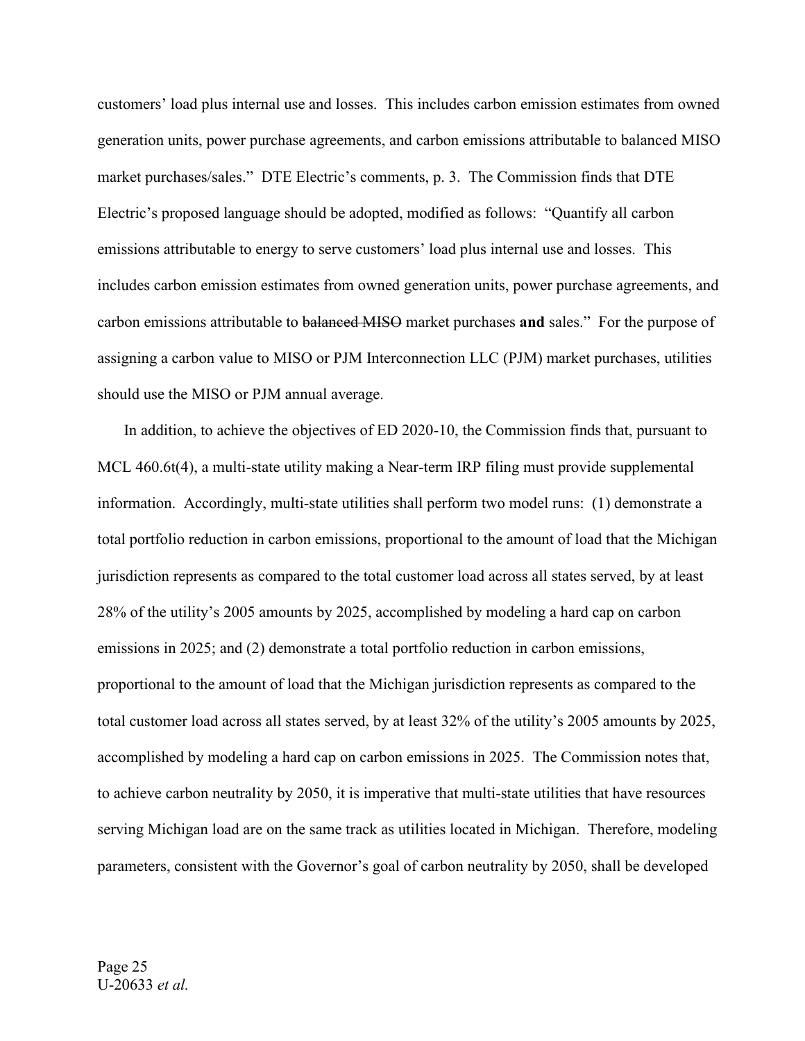customers' load plus internal use and losses. This includes carbon emission estimates from owned generation units, power purchase agreements, and carbon emissions attributable to balanced MISO market purchases/sales." DTE Electric's comments, p. 3. The Commission finds that DTE Electric's proposed language should be adopted, modified as follows: "Quantify all carbon emissions attributable to energy to serve customers' load plus internal use and losses. This includes carbon emission estimates from owned generation units, power purchase agreements, and carbon emissions attributable to ~~balanced MISO~~ market purchases **and** sales." For the purpose of assigning a carbon value to MISO or PJM Interconnection LLC (PJM) market purchases, utilities should use the MISO or PJM annual average.

In addition, to achieve the objectives of ED 2020-10, the Commission finds that, pursuant to MCL 460.6t(4), a multi-state utility making a Near-term IRP filing must provide supplemental information. Accordingly, multi-state utilities shall perform two model runs: (1) demonstrate a total portfolio reduction in carbon emissions, proportional to the amount of load that the Michigan jurisdiction represents as compared to the total customer load across all states served, by at least 28% of the utility's 2005 amounts by 2025, accomplished by modeling a hard cap on carbon emissions in 2025; and (2) demonstrate a total portfolio reduction in carbon emissions, proportional to the amount of load that the Michigan jurisdiction represents as compared to the total customer load across all states served, by at least 32% of the utility's 2005 amounts by 2025, accomplished by modeling a hard cap on carbon emissions in 2025. The Commission notes that, to achieve carbon neutrality by 2050, it is imperative that multi-state utilities that have resources serving Michigan load are on the same track as utilities located in Michigan. Therefore, modeling parameters, consistent with the Governor's goal of carbon neutrality by 2050, shall be developed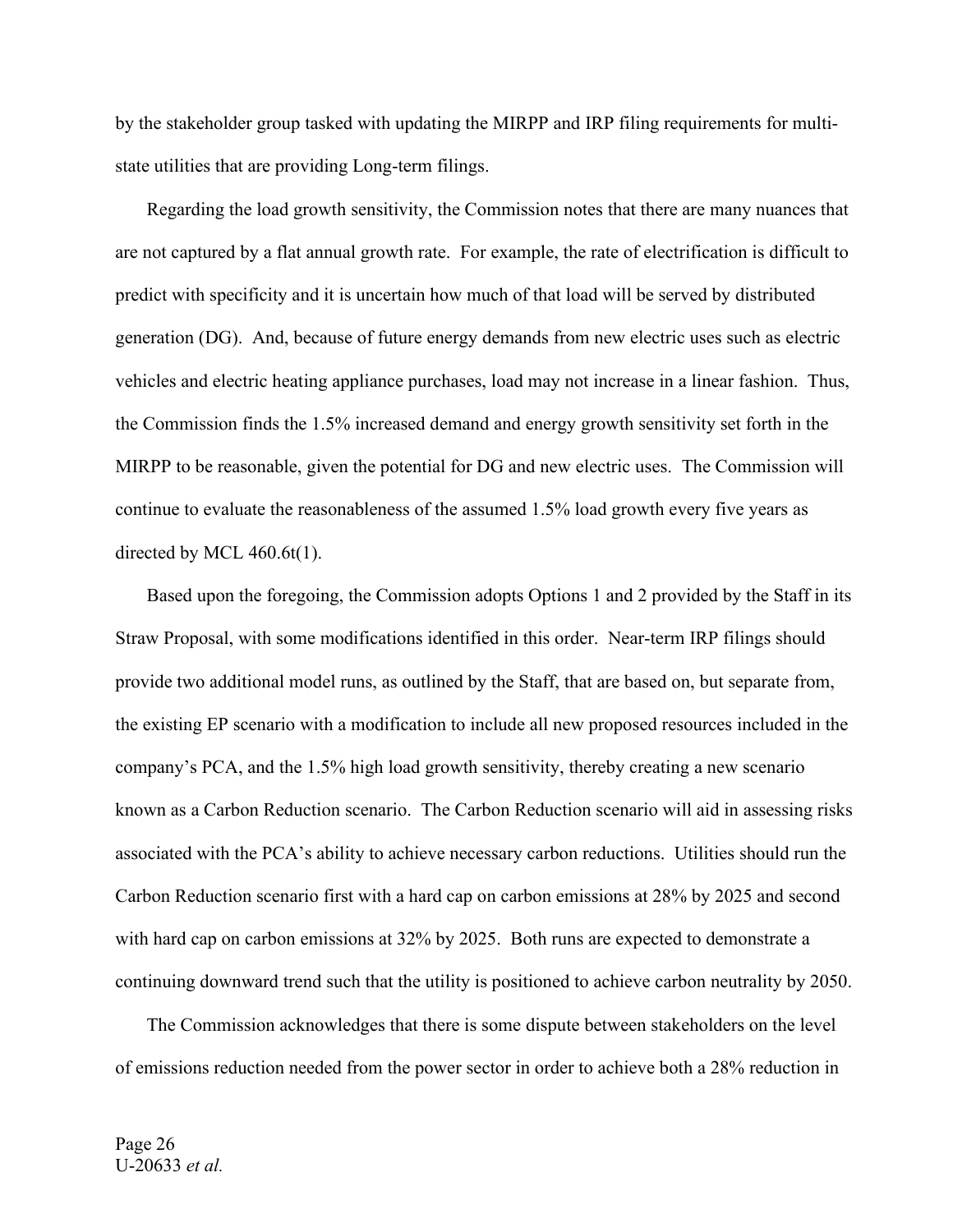by the stakeholder group tasked with updating the MIRPP and IRP filing requirements for multi-state utilities that are providing Long-term filings.

Regarding the load growth sensitivity, the Commission notes that there are many nuances that are not captured by a flat annual growth rate. For example, the rate of electrification is difficult to predict with specificity and it is uncertain how much of that load will be served by distributed generation (DG). And, because of future energy demands from new electric uses such as electric vehicles and electric heating appliance purchases, load may not increase in a linear fashion. Thus, the Commission finds the 1.5% increased demand and energy growth sensitivity set forth in the MIRPP to be reasonable, given the potential for DG and new electric uses. The Commission will continue to evaluate the reasonableness of the assumed 1.5% load growth every five years as directed by MCL 460.6t(1).

Based upon the foregoing, the Commission adopts Options 1 and 2 provided by the Staff in its Straw Proposal, with some modifications identified in this order. Near-term IRP filings should provide two additional model runs, as outlined by the Staff, that are based on, but separate from, the existing EP scenario with a modification to include all new proposed resources included in the company's PCA, and the 1.5% high load growth sensitivity, thereby creating a new scenario known as a Carbon Reduction scenario. The Carbon Reduction scenario will aid in assessing risks associated with the PCA's ability to achieve necessary carbon reductions. Utilities should run the Carbon Reduction scenario first with a hard cap on carbon emissions at 28% by 2025 and second with hard cap on carbon emissions at 32% by 2025. Both runs are expected to demonstrate a continuing downward trend such that the utility is positioned to achieve carbon neutrality by 2050.

The Commission acknowledges that there is some dispute between stakeholders on the level of emissions reduction needed from the power sector in order to achieve both a 28% reduction in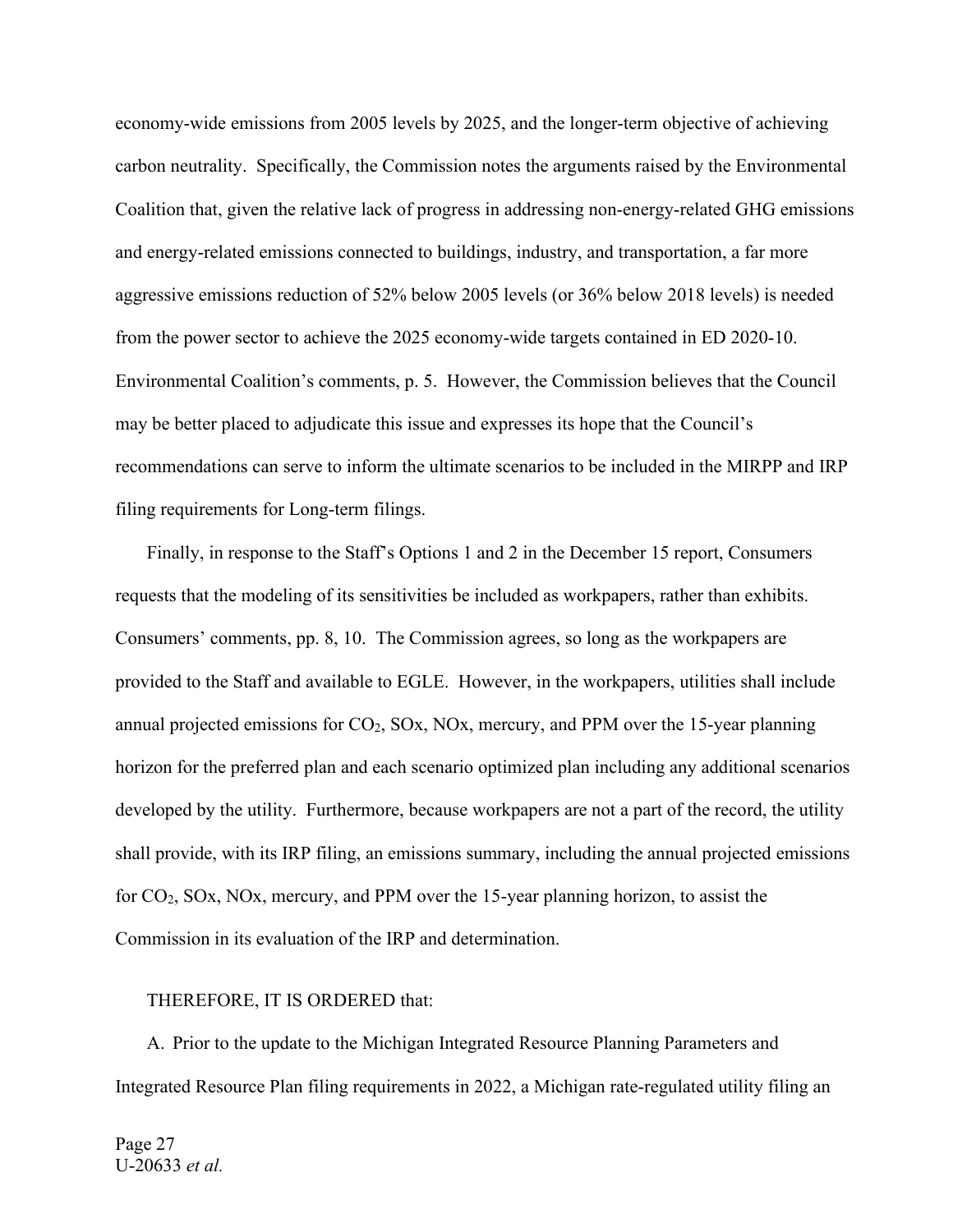economy-wide emissions from 2005 levels by 2025, and the longer-term objective of achieving carbon neutrality. Specifically, the Commission notes the arguments raised by the Environmental Coalition that, given the relative lack of progress in addressing non-energy-related GHG emissions and energy-related emissions connected to buildings, industry, and transportation, a far more aggressive emissions reduction of 52% below 2005 levels (or 36% below 2018 levels) is needed from the power sector to achieve the 2025 economy-wide targets contained in ED 2020-10. Environmental Coalition's comments, p. 5. However, the Commission believes that the Council may be better placed to adjudicate this issue and expresses its hope that the Council's recommendations can serve to inform the ultimate scenarios to be included in the MIRPP and IRP filing requirements for Long-term filings.

Finally, in response to the Staff's Options 1 and 2 in the December 15 report, Consumers requests that the modeling of its sensitivities be included as workpapers, rather than exhibits. Consumers' comments, pp. 8, 10. The Commission agrees, so long as the workpapers are provided to the Staff and available to EGLE. However, in the workpapers, utilities shall include annual projected emissions for $CO_2$, SOx, NOx, mercury, and PPM over the 15-year planning horizon for the preferred plan and each scenario optimized plan including any additional scenarios developed by the utility. Furthermore, because workpapers are not a part of the record, the utility shall provide, with its IRP filing, an emissions summary, including the annual projected emissions for $CO_2$, SOx, NOx, mercury, and PPM over the 15-year planning horizon, to assist the Commission in its evaluation of the IRP and determination.

THEREFORE, IT IS ORDERED that:

A. Prior to the update to the Michigan Integrated Resource Planning Parameters and Integrated Resource Plan filing requirements in 2022, a Michigan rate-regulated utility filing an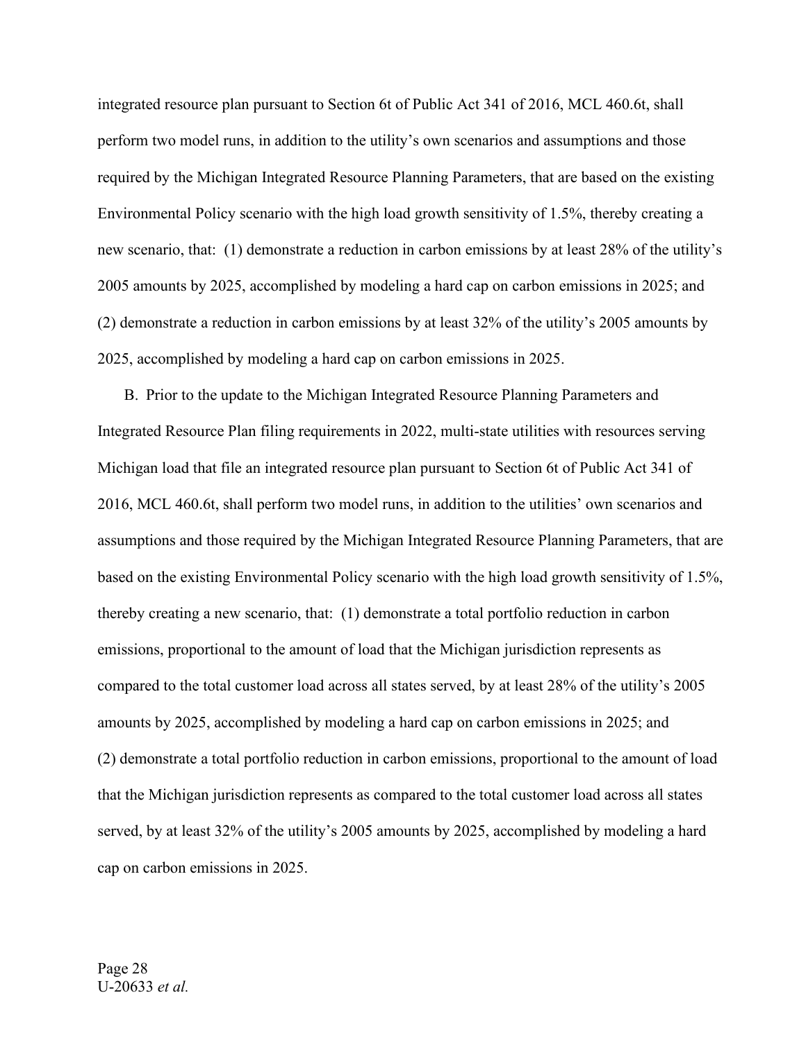integrated resource plan pursuant to Section 6t of Public Act 341 of 2016, MCL 460.6t, shall perform two model runs, in addition to the utility's own scenarios and assumptions and those required by the Michigan Integrated Resource Planning Parameters, that are based on the existing Environmental Policy scenario with the high load growth sensitivity of 1.5%, thereby creating a new scenario, that: (1) demonstrate a reduction in carbon emissions by at least 28% of the utility's 2005 amounts by 2025, accomplished by modeling a hard cap on carbon emissions in 2025; and (2) demonstrate a reduction in carbon emissions by at least 32% of the utility's 2005 amounts by 2025, accomplished by modeling a hard cap on carbon emissions in 2025.

B. Prior to the update to the Michigan Integrated Resource Planning Parameters and Integrated Resource Plan filing requirements in 2022, multi-state utilities with resources serving Michigan load that file an integrated resource plan pursuant to Section 6t of Public Act 341 of 2016, MCL 460.6t, shall perform two model runs, in addition to the utilities' own scenarios and assumptions and those required by the Michigan Integrated Resource Planning Parameters, that are based on the existing Environmental Policy scenario with the high load growth sensitivity of 1.5%, thereby creating a new scenario, that: (1) demonstrate a total portfolio reduction in carbon emissions, proportional to the amount of load that the Michigan jurisdiction represents as compared to the total customer load across all states served, by at least 28% of the utility's 2005 amounts by 2025, accomplished by modeling a hard cap on carbon emissions in 2025; and (2) demonstrate a total portfolio reduction in carbon emissions, proportional to the amount of load that the Michigan jurisdiction represents as compared to the total customer load across all states served, by at least 32% of the utility's 2005 amounts by 2025, accomplished by modeling a hard cap on carbon emissions in 2025.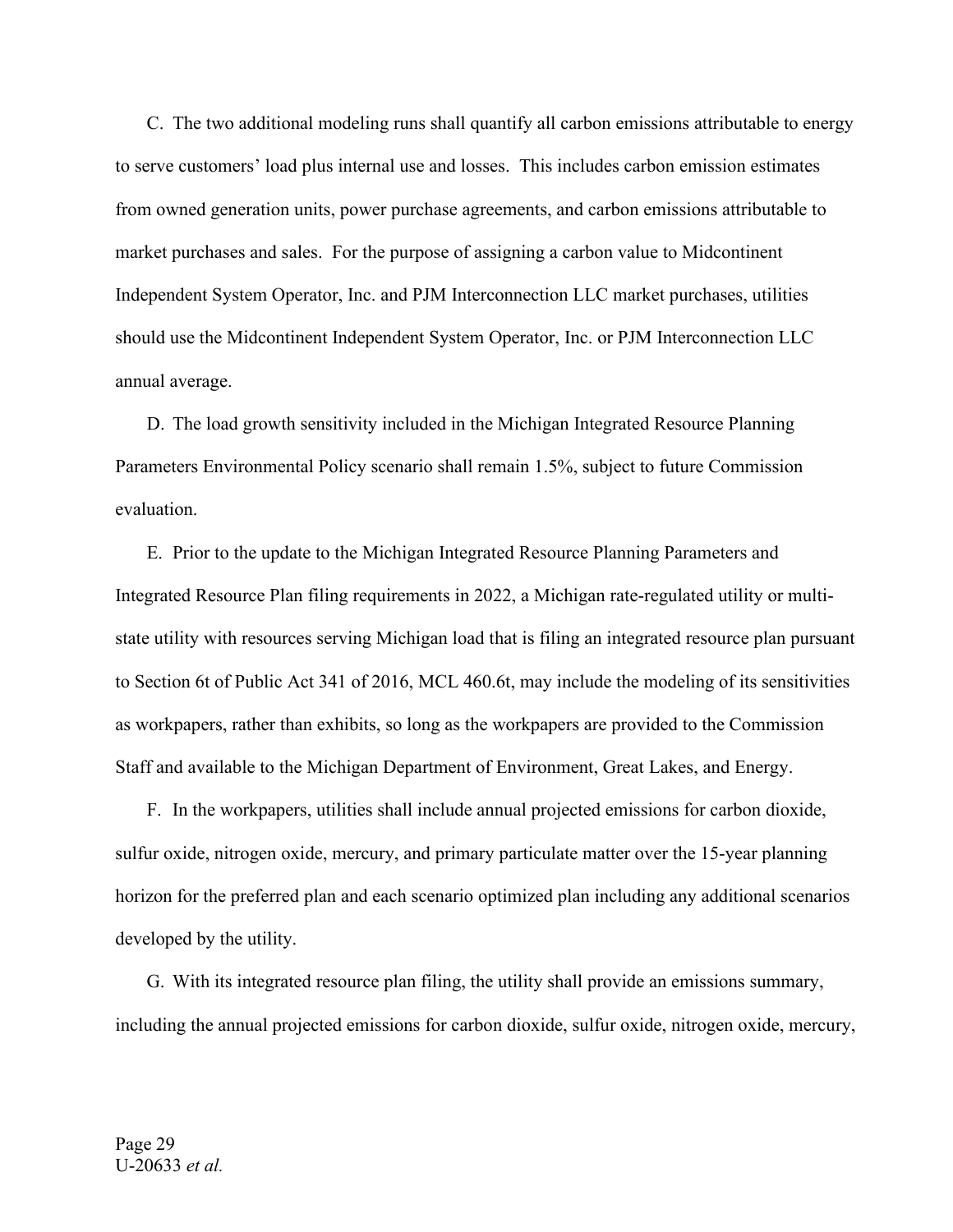C. The two additional modeling runs shall quantify all carbon emissions attributable to energy to serve customers' load plus internal use and losses. This includes carbon emission estimates from owned generation units, power purchase agreements, and carbon emissions attributable to market purchases and sales. For the purpose of assigning a carbon value to Midcontinent Independent System Operator, Inc. and PJM Interconnection LLC market purchases, utilities should use the Midcontinent Independent System Operator, Inc. or PJM Interconnection LLC annual average.

D. The load growth sensitivity included in the Michigan Integrated Resource Planning Parameters Environmental Policy scenario shall remain 1.5%, subject to future Commission evaluation.

E. Prior to the update to the Michigan Integrated Resource Planning Parameters and Integrated Resource Plan filing requirements in 2022, a Michigan rate-regulated utility or multi-state utility with resources serving Michigan load that is filing an integrated resource plan pursuant to Section 6t of Public Act 341 of 2016, MCL 460.6t, may include the modeling of its sensitivities as workpapers, rather than exhibits, so long as the workpapers are provided to the Commission Staff and available to the Michigan Department of Environment, Great Lakes, and Energy.

F. In the workpapers, utilities shall include annual projected emissions for carbon dioxide, sulfur oxide, nitrogen oxide, mercury, and primary particulate matter over the 15-year planning horizon for the preferred plan and each scenario optimized plan including any additional scenarios developed by the utility.

G. With its integrated resource plan filing, the utility shall provide an emissions summary, including the annual projected emissions for carbon dioxide, sulfur oxide, nitrogen oxide, mercury,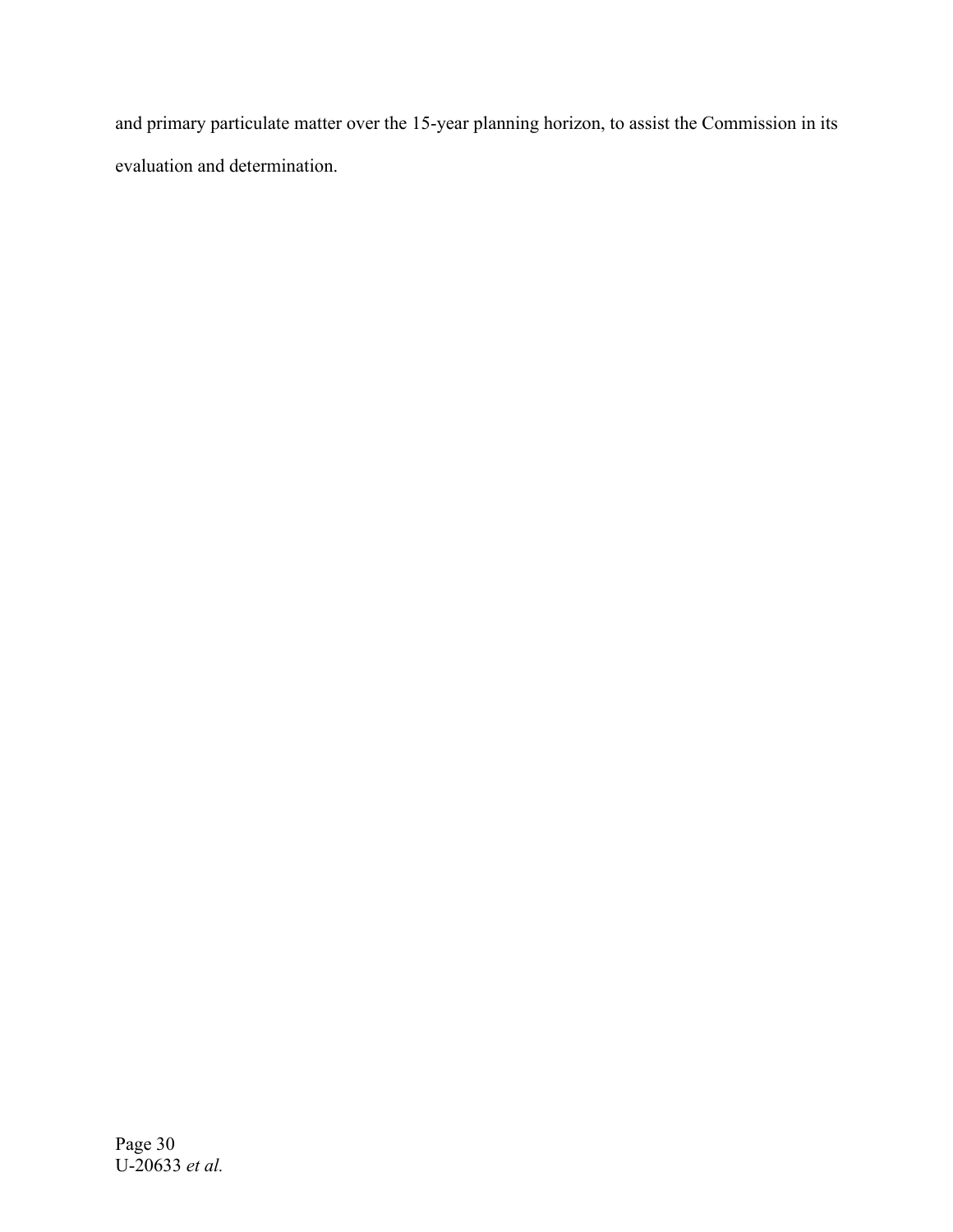and primary particulate matter over the 15-year planning horizon, to assist the Commission in its evaluation and determination.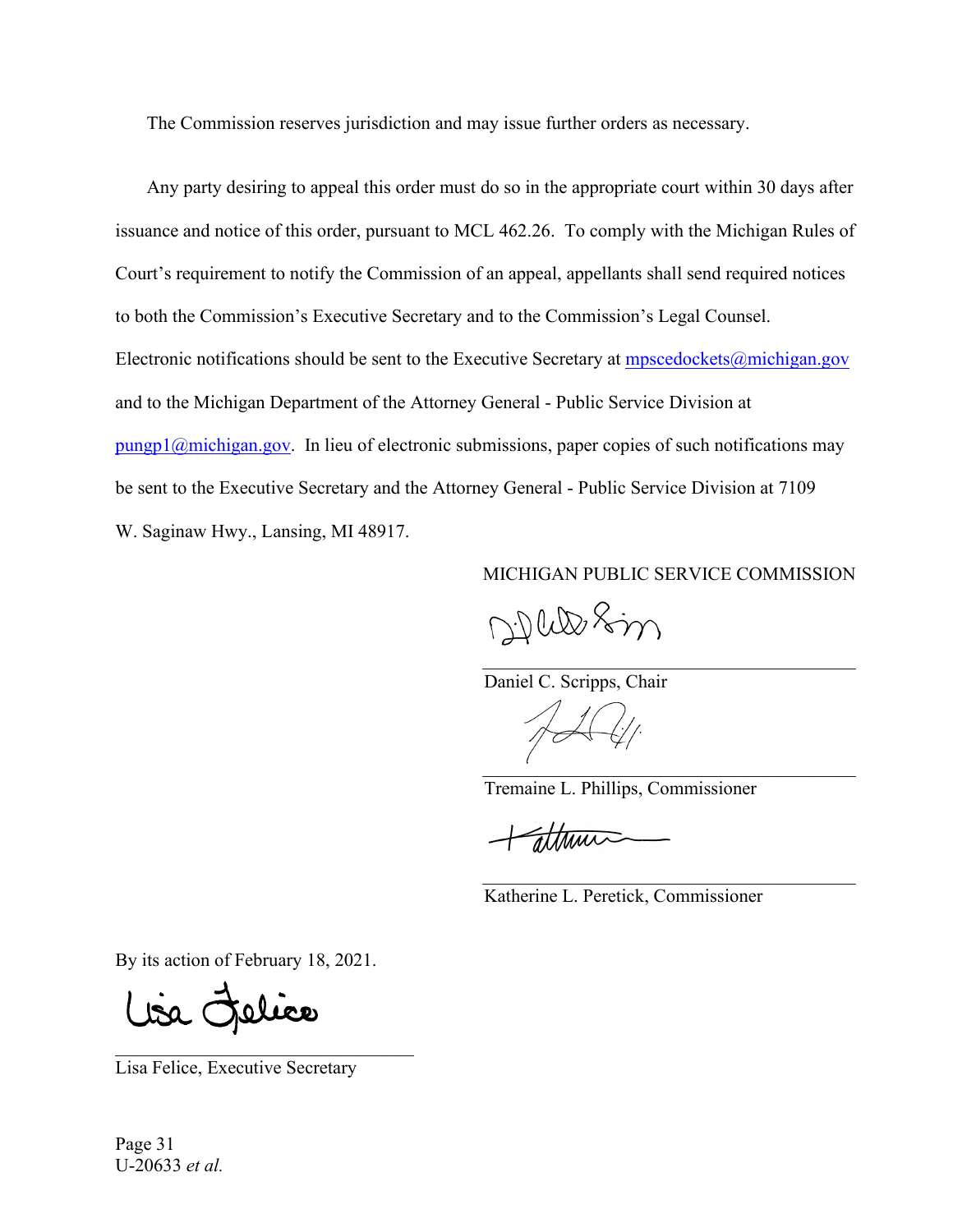The Commission reserves jurisdiction and may issue further orders as necessary.

Any party desiring to appeal this order must do so in the appropriate court within 30 days after issuance and notice of this order, pursuant to MCL 462.26. To comply with the Michigan Rules of Court's requirement to notify the Commission of an appeal, appellants shall send required notices to both the Commission's Executive Secretary and to the Commission's Legal Counsel. Electronic notifications should be sent to the Executive Secretary at mpscedockets@michigan.gov and to the Michigan Department of the Attorney General - Public Service Division at pungp1@michigan.gov. In lieu of electronic submissions, paper copies of such notifications may be sent to the Executive Secretary and the Attorney General - Public Service Division at 7109 W. Saginaw Hwy., Lansing, MI 48917.

MICHIGAN PUBLIC SERVICE COMMISSION

Daniel C. Scripps, Chair

Tremaine L. Phillips, Commissioner

Katherine L. Peretick, Commissioner

By its action of February 18, 2021.

Lisa Felice, Executive Secretary

U-20633 *et al.*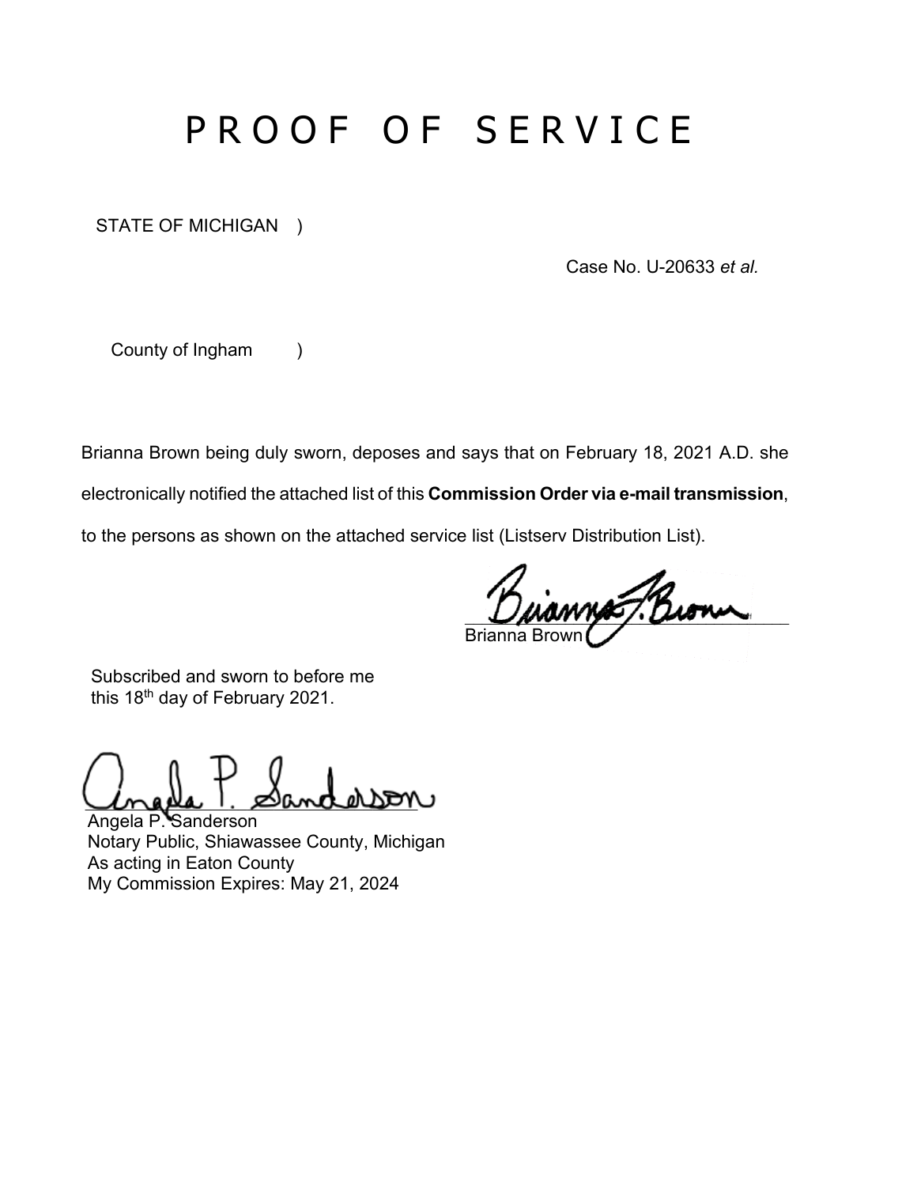# PROOF OF SERVICE

STATE OF MICHIGAN )

Case No. U-20633 *et al.*

County of Ingham )

Brianna Brown being duly sworn, deposes and says that on February 18, 2021 A.D. she electronically notified the attached list of this **Commission Order via e-mail transmission**, to the persons as shown on the attached service list (Listserv Distribution List).

Brianna Brown

Subscribed and sworn to before me this 18th day of February 2021.

Angela P. Sanderson
Notary Public, Shiawassee County, Michigan
As acting in Eaton County
My Commission Expires: May 21, 2024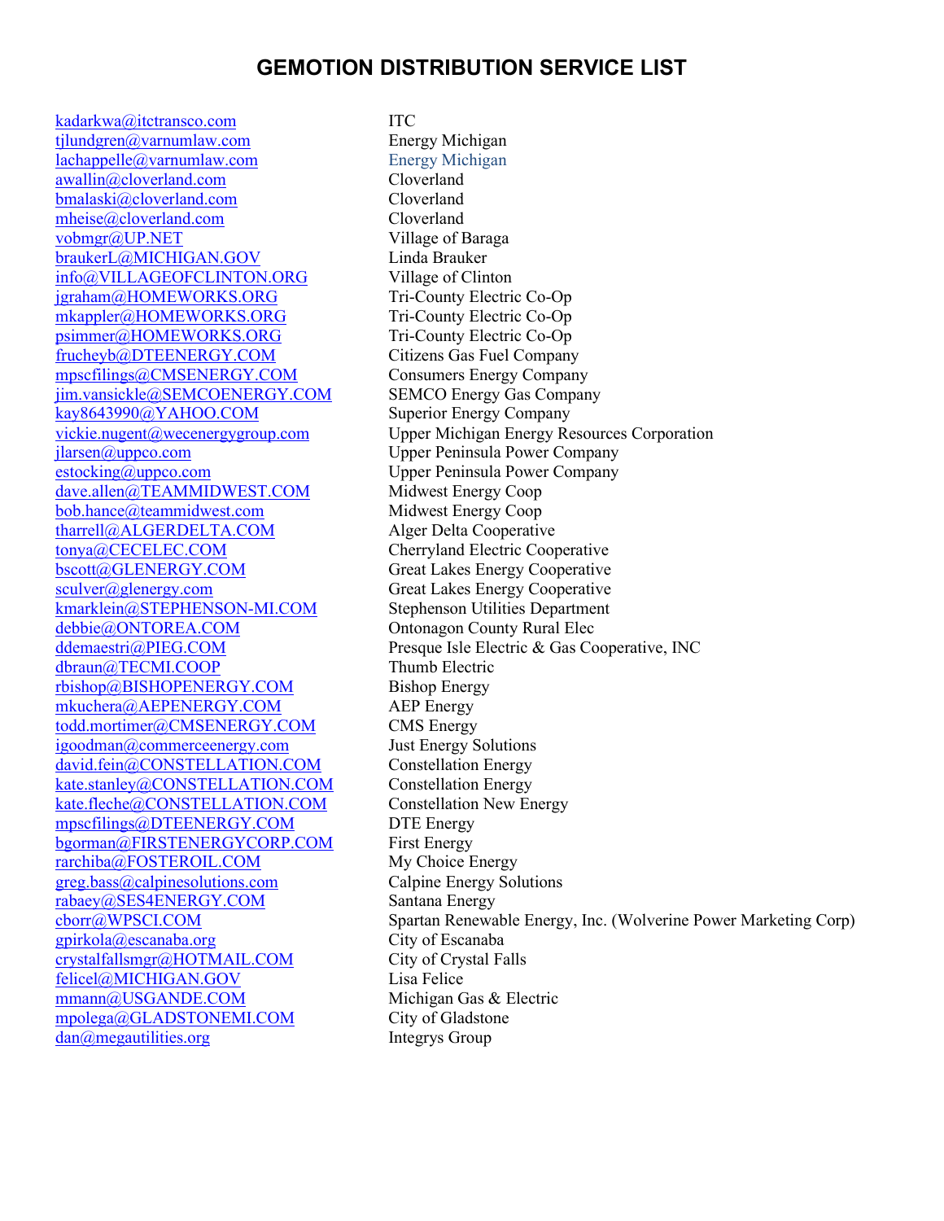# GEMOTION DISTRIBUTION SERVICE LIST

| | |
|---|---|
| kadarkwa@itctransco.com | ITC |
| tjlundgren@varnumlaw.com | Energy Michigan |
| lachappelle@varnumlaw.com | Energy Michigan |
| awallin@cloverland.com | Cloverland |
| bmalaski@cloverland.com | Cloverland |
| mheise@cloverland.com | Cloverland |
| vobmgr@UP.NET | Village of Baraga |
| braukerL@MICHIGAN.GOV | Linda Brauker |
| info@VILLAGEOFCLINTON.ORG | Village of Clinton |
| jgraham@HOMEWORKS.ORG | Tri-County Electric Co-Op |
| mkappler@HOMEWORKS.ORG | Tri-County Electric Co-Op |
| psimmer@HOMEWORKS.ORG | Tri-County Electric Co-Op |
| frucheyb@DTEENERGY.COM | Citizens Gas Fuel Company |
| mpscfilings@CMSENERGY.COM | Consumers Energy Company |
| jim.vansickle@SEMCOENERGY.COM | SEMCO Energy Gas Company |
| kay8643990@YAHOO.COM | Superior Energy Company |
| vickie.nugent@wecenergygroup.com | Upper Michigan Energy Resources Corporation |
| jlarsen@uppco.com | Upper Peninsula Power Company |
| estocking@uppco.com | Upper Peninsula Power Company |
| dave.allen@TEAMMIDWEST.COM | Midwest Energy Coop |
| bob.hance@teammidwest.com | Midwest Energy Coop |
| tharrell@ALGERDELTA.COM | Alger Delta Cooperative |
| tonya@CECELEC.COM | Cherryland Electric Cooperative |
| bscott@GLENERGY.COM | Great Lakes Energy Cooperative |
| sculver@glenergy.com | Great Lakes Energy Cooperative |
| kmarklein@STEPHENSON-MI.COM | Stephenson Utilities Department |
| debbie@ONTOREA.COM | Ontonagon County Rural Elec |
| ddemaestri@PIEG.COM | Presque Isle Electric & Gas Cooperative, INC |
| dbraun@TECMI.COOP | Thumb Electric |
| rbishop@BISHOPENERGY.COM | Bishop Energy |
| mkuchera@AEPENERGY.COM | AEP Energy |
| todd.mortimer@CMSENERGY.COM | CMS Energy |
| igoodman@commerceenergy.com | Just Energy Solutions |
| david.fein@CONSTELLATION.COM | Constellation Energy |
| kate.stanley@CONSTELLATION.COM | Constellation Energy |
| kate.fleche@CONSTELLATION.COM | Constellation New Energy |
| mpscfilings@DTEENERGY.COM | DTE Energy |
| bgorman@FIRSTENERGYCORP.COM | First Energy |
| rarchiba@FOSTEROIL.COM | My Choice Energy |
| greg.bass@calpinesolutions.com | Calpine Energy Solutions |
| rabaey@SES4ENERGY.COM | Santana Energy |
| cborr@WPSCI.COM | Spartan Renewable Energy, Inc. (Wolverine Power Marketing Corp) |
| gpirkola@escanaba.org | City of Escanaba |
| crystalfallsmgr@HOTMAIL.COM | City of Crystal Falls |
| felicel@MICHIGAN.GOV | Lisa Felice |
| mmann@USGANDE.COM | Michigan Gas & Electric |
| mpolega@GLADSTONEMI.COM | City of Gladstone |
| dan@megautilities.org | Integrys Group |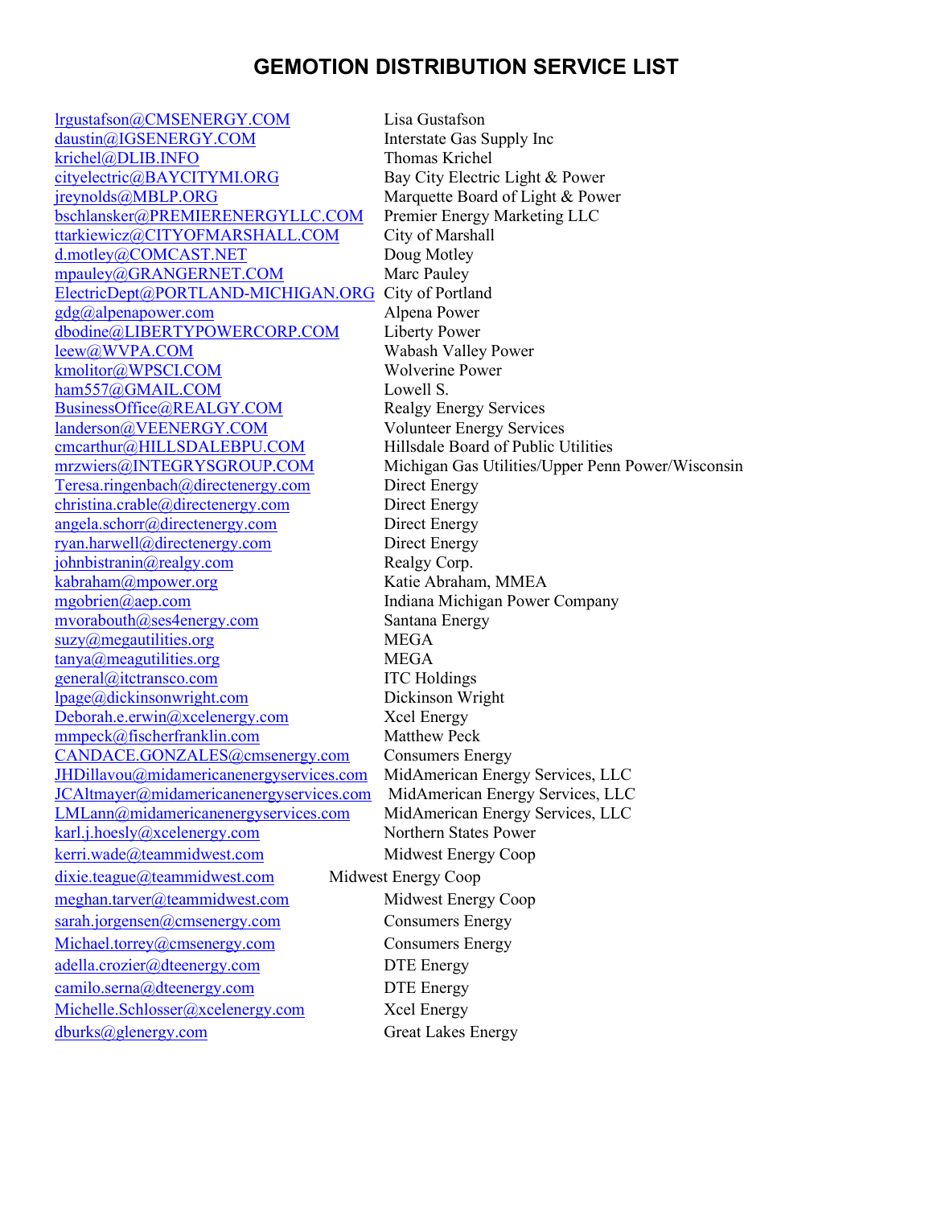# GEMOTION DISTRIBUTION SERVICE LIST

| | |
|---|---|
| lrgustafson@CMSENERGY.COM | Lisa Gustafson |
| daustin@IGSENERGY.COM | Interstate Gas Supply Inc |
| krichel@DLIB.INFO | Thomas Krichel |
| cityelectric@BAYCITYMI.ORG | Bay City Electric Light & Power |
| jreynolds@MBLP.ORG | Marquette Board of Light & Power |
| bschlansker@PREMIERENERGYLLC.COM | Premier Energy Marketing LLC |
| ttarkiewicz@CITYOFMARSHALL.COM | City of Marshall |
| d.motley@COMCAST.NET | Doug Motley |
| mpauley@GRANGERNET.COM | Marc Pauley |
| ElectricDept@PORTLAND-MICHIGAN.ORG | City of Portland |
| gdg@alpenapower.com | Alpena Power |
| dbodine@LIBERTYPOWERCORP.COM | Liberty Power |
| leew@WVPA.COM | Wabash Valley Power |
| kmolitor@WPSCI.COM | Wolverine Power |
| ham557@GMAIL.COM | Lowell S. |
| BusinessOffice@REALGY.COM | Realgy Energy Services |
| landerson@VEENERGY.COM | Volunteer Energy Services |
| cmcarthur@HILLSDALEBPU.COM | Hillsdale Board of Public Utilities |
| mrzwiers@INTEGRYSGROUP.COM | Michigan Gas Utilities/Upper Penn Power/Wisconsin |
| Teresa.ringenbach@directenergy.com | Direct Energy |
| christina.crable@directenergy.com | Direct Energy |
| angela.schorr@directenergy.com | Direct Energy |
| ryan.harwell@directenergy.com | Direct Energy |
| johnbistranin@realgy.com | Realgy Corp. |
| kabraham@mpower.org | Katie Abraham, MMEA |
| mgobrien@aep.com | Indiana Michigan Power Company |
| mvorabouth@ses4energy.com | Santana Energy |
| suzy@megautilities.org | MEGA |
| tanya@meagutilities.org | MEGA |
| general@itctransco.com | ITC Holdings |
| lpage@dickinsonwright.com | Dickinson Wright |
| Deborah.e.erwin@xcelenergy.com | Xcel Energy |
| mmpeck@fischerfranklin.com | Matthew Peck |
| CANDACE.GONZALES@cmsenergy.com | Consumers Energy |
| JHDillavou@midamericanenergyservices.com | MidAmerican Energy Services, LLC |
| JCAltmayer@midamericanenergyservices.com | MidAmerican Energy Services, LLC |
| LMLann@midamericanenergyservices.com | MidAmerican Energy Services, LLC |
| karl.j.hoesly@xcelenergy.com | Northern States Power |
| kerri.wade@teammidwest.com | Midwest Energy Coop |
| dixie.teague@teammidwest.com | Midwest Energy Coop |
| meghan.tarver@teammidwest.com | Midwest Energy Coop |
| sarah.jorgensen@cmsenergy.com | Consumers Energy |
| Michael.torrey@cmsenergy.com | Consumers Energy |
| adella.crozier@dteenergy.com | DTE Energy |
| camilo.serna@dteenergy.com | DTE Energy |
| Michelle.Schlosser@xcelenergy.com | Xcel Energy |
| dburks@glenergy.com | Great Lakes Energy |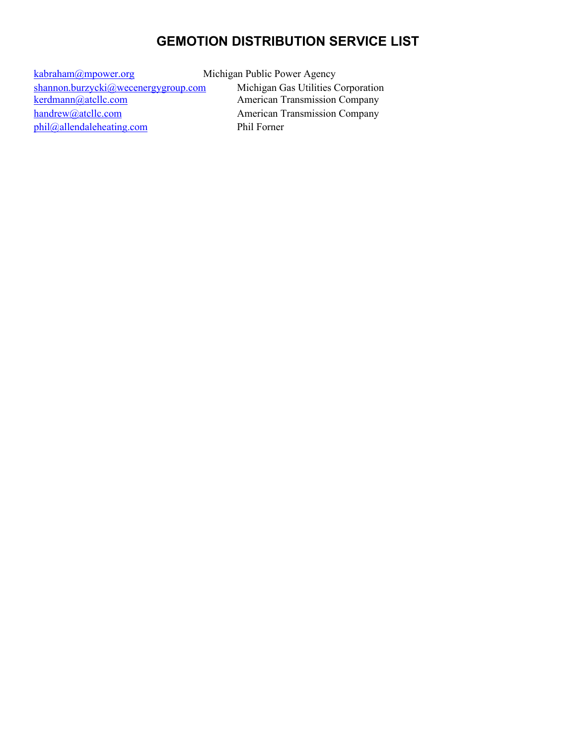# GEMOTION DISTRIBUTION SERVICE LIST

| | |
|---|---|
| kabraham@mpower.org | Michigan Public Power Agency |
| shannon.burzycki@wecenergygroup.com | Michigan Gas Utilities Corporation |
| kerdmann@atcllc.com | American Transmission Company |
| handrew@atcllc.com | American Transmission Company |
| phil@allendaleheating.com | Phil Forner |